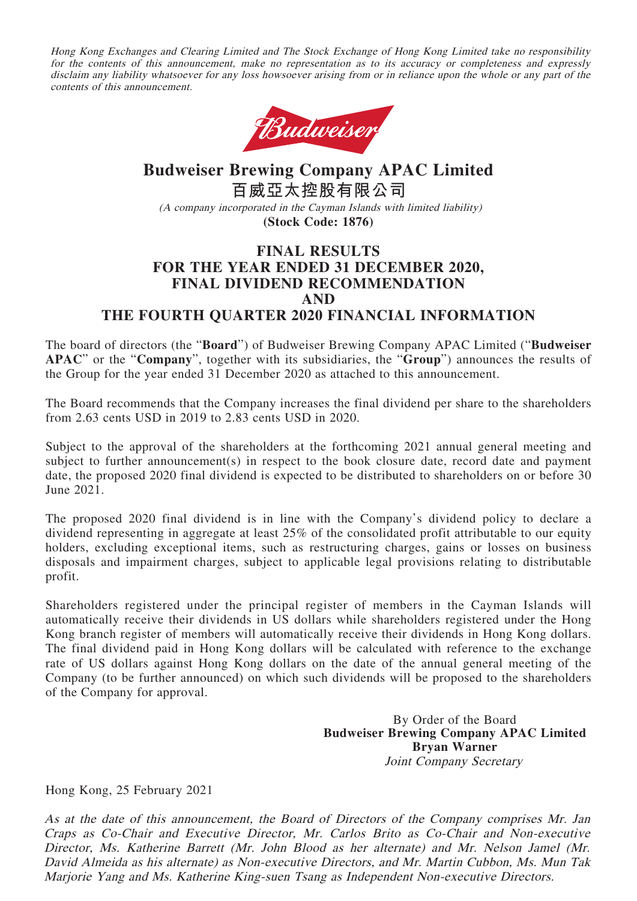*Hong Kong Exchanges and Clearing Limited and The Stock Exchange of Hong Kong Limited take no responsibility for the contents of this announcement, make no representation as to its accuracy or completeness and expressly disclaim any liability whatsoever for any loss howsoever arising from or in reliance upon the whole or any part of the contents of this announcement.*

# Budweiser Brewing Company APAC Limited
# 百威亞太控股有限公司

*(A company incorporated in the Cayman Islands with limited liability)*

**(Stock Code: 1876)**

## FINAL RESULTS FOR THE YEAR ENDED 31 DECEMBER 2020, FINAL DIVIDEND RECOMMENDATION AND THE FOURTH QUARTER 2020 FINANCIAL INFORMATION

The board of directors (the "**Board**") of Budweiser Brewing Company APAC Limited ("**Budweiser APAC**" or the "**Company**", together with its subsidiaries, the "**Group**") announces the results of the Group for the year ended 31 December 2020 as attached to this announcement.

The Board recommends that the Company increases the final dividend per share to the shareholders from 2.63 cents USD in 2019 to 2.83 cents USD in 2020.

Subject to the approval of the shareholders at the forthcoming 2021 annual general meeting and subject to further announcement(s) in respect to the book closure date, record date and payment date, the proposed 2020 final dividend is expected to be distributed to shareholders on or before 30 June 2021.

The proposed 2020 final dividend is in line with the Company's dividend policy to declare a dividend representing in aggregate at least 25% of the consolidated profit attributable to our equity holders, excluding exceptional items, such as restructuring charges, gains or losses on business disposals and impairment charges, subject to applicable legal provisions relating to distributable profit.

Shareholders registered under the principal register of members in the Cayman Islands will automatically receive their dividends in US dollars while shareholders registered under the Hong Kong branch register of members will automatically receive their dividends in Hong Kong dollars. The final dividend paid in Hong Kong dollars will be calculated with reference to the exchange rate of US dollars against Hong Kong dollars on the date of the annual general meeting of the Company (to be further announced) on which such dividends will be proposed to the shareholders of the Company for approval.

By Order of the Board
**Budweiser Brewing Company APAC Limited**
**Bryan Warner**
*Joint Company Secretary*

Hong Kong, 25 February 2021

*As at the date of this announcement, the Board of Directors of the Company comprises Mr. Jan Craps as Co-Chair and Executive Director, Mr. Carlos Brito as Co-Chair and Non-executive Director, Ms. Katherine Barrett (Mr. John Blood as her alternate) and Mr. Nelson Jamel (Mr. David Almeida as his alternate) as Non-executive Directors, and Mr. Martin Cubbon, Ms. Mun Tak Marjorie Yang and Ms. Katherine King-suen Tsang as Independent Non-executive Directors.*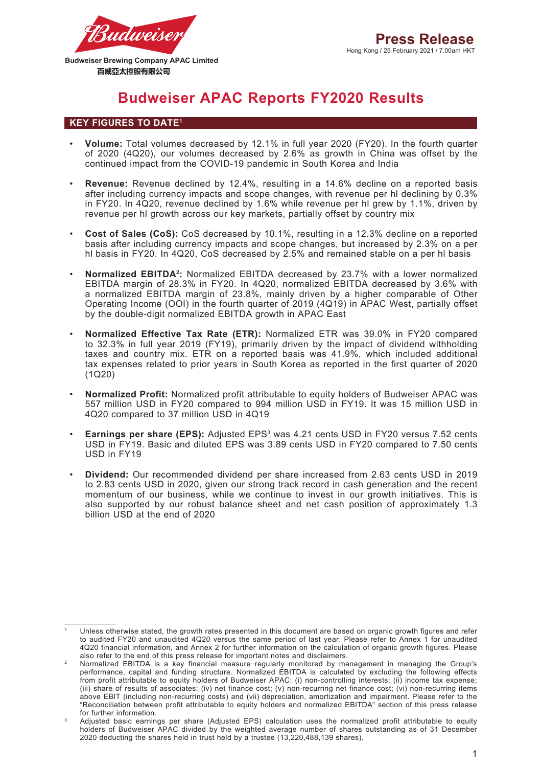Budweiser Brewing Company APAC Limited
百威亞太控股有限公司

**Press Release**
Hong Kong / 25 February 2021 / 7.00am HKT

# Budweiser APAC Reports FY2020 Results

## KEY FIGURES TO DATE[1]

- **Volume:** Total volumes decreased by 12.1% in full year 2020 (FY20). In the fourth quarter of 2020 (4Q20), our volumes decreased by 2.6% as growth in China was offset by the continued impact from the COVID-19 pandemic in South Korea and India
- **Revenue:** Revenue declined by 12.4%, resulting in a 14.6% decline on a reported basis after including currency impacts and scope changes, with revenue per hl declining by 0.3% in FY20. In 4Q20, revenue declined by 1.6% while revenue per hl grew by 1.1%, driven by revenue per hl growth across our key markets, partially offset by country mix
- **Cost of Sales (CoS):** CoS decreased by 10.1%, resulting in a 12.3% decline on a reported basis after including currency impacts and scope changes, but increased by 2.3% on a per hl basis in FY20. In 4Q20, CoS decreased by 2.5% and remained stable on a per hl basis
- **Normalized EBITDA[2]:** Normalized EBITDA decreased by 23.7% with a lower normalized EBITDA margin of 28.3% in FY20. In 4Q20, normalized EBITDA decreased by 3.6% with a normalized EBITDA margin of 23.8%, mainly driven by a higher comparable of Other Operating Income (OOI) in the fourth quarter of 2019 (4Q19) in APAC West, partially offset by the double-digit normalized EBITDA growth in APAC East
- **Normalized Effective Tax Rate (ETR):** Normalized ETR was 39.0% in FY20 compared to 32.3% in full year 2019 (FY19), primarily driven by the impact of dividend withholding taxes and country mix. ETR on a reported basis was 41.9%, which included additional tax expenses related to prior years in South Korea as reported in the first quarter of 2020 (1Q20)
- **Normalized Profit:** Normalized profit attributable to equity holders of Budweiser APAC was 557 million USD in FY20 compared to 994 million USD in FY19. It was 15 million USD in 4Q20 compared to 37 million USD in 4Q19
- **Earnings per share (EPS):** Adjusted EPS[3] was 4.21 cents USD in FY20 versus 7.52 cents USD in FY19. Basic and diluted EPS was 3.89 cents USD in FY20 compared to 7.50 cents USD in FY19
- **Dividend:** Our recommended dividend per share increased from 2.63 cents USD in 2019 to 2.83 cents USD in 2020, given our strong track record in cash generation and the recent momentum of our business, while we continue to invest in our growth initiatives. This is also supported by our robust balance sheet and net cash position of approximately 1.3 billion USD at the end of 2020

---

[1] Unless otherwise stated, the growth rates presented in this document are based on organic growth figures and refer to audited FY20 and unaudited 4Q20 versus the same period of last year. Please refer to Annex 1 for unaudited 4Q20 financial information, and Annex 2 for further information on the calculation of organic growth figures. Please also refer to the end of this press release for important notes and disclaimers.

[2] Normalized EBITDA is a key financial measure regularly monitored by management in managing the Group's performance, capital and funding structure. Normalized EBITDA is calculated by excluding the following effects from profit attributable to equity holders of Budweiser APAC: (i) non-controlling interests; (ii) income tax expense; (iii) share of results of associates; (iv) net finance cost; (v) non-recurring net finance cost; (vi) non-recurring items above EBIT (including non-recurring costs) and (vii) depreciation, amortization and impairment. Please refer to the "Reconciliation between profit attributable to equity holders and normalized EBITDA" section of this press release for further information.

[3] Adjusted basic earnings per share (Adjusted EPS) calculation uses the normalized profit attributable to equity holders of Budweiser APAC divided by the weighted average number of shares outstanding as of 31 December 2020 deducting the shares held in trust held by a trustee (13,220,488,139 shares).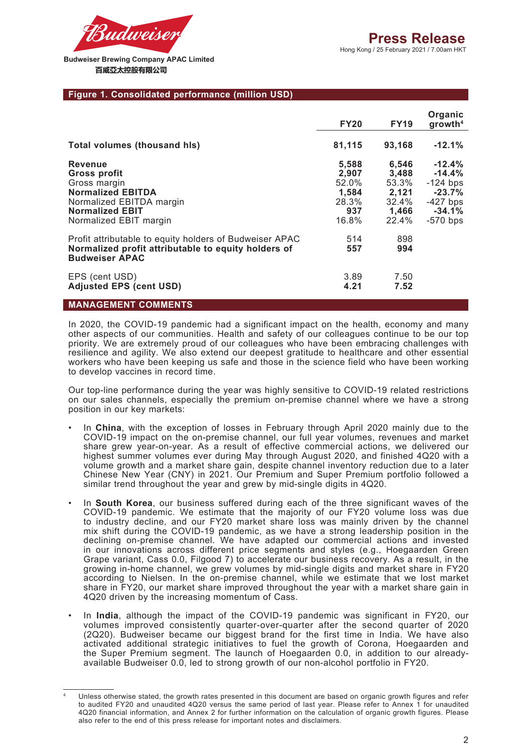## Figure 1. Consolidated performance (million USD)

| | FY20 | FY19 | Organic growth[4] |
|---|---|---|---|
| **Total volumes (thousand hls)** | **81,115** | **93,168** | **-12.1%** |
| **Revenue** | **5,588** | **6,546** | **-12.4%** |
| **Gross profit** | **2,907** | **3,488** | **-14.4%** |
| Gross margin | 52.0% | 53.3% | -124 bps |
| **Normalized EBITDA** | **1,584** | **2,121** | **-23.7%** |
| Normalized EBITDA margin | 28.3% | 32.4% | -427 bps |
| **Normalized EBIT** | **937** | **1,466** | **-34.1%** |
| Normalized EBIT margin | 16.8% | 22.4% | -570 bps |
| Profit attributable to equity holders of Budweiser APAC | 514 | 898 | |
| **Normalized profit attributable to equity holders of Budweiser APAC** | **557** | **994** | |
| EPS (cent USD) | 3.89 | 7.50 | |
| **Adjusted EPS (cent USD)** | **4.21** | **7.52** | |

## MANAGEMENT COMMENTS

In 2020, the COVID-19 pandemic had a significant impact on the health, economy and many other aspects of our communities. Health and safety of our colleagues continue to be our top priority. We are extremely proud of our colleagues who have been embracing challenges with resilience and agility. We also extend our deepest gratitude to healthcare and other essential workers who have been keeping us safe and those in the science field who have been working to develop vaccines in record time.

Our top-line performance during the year was highly sensitive to COVID-19 related restrictions on our sales channels, especially the premium on-premise channel where we have a strong position in our key markets:

- In **China**, with the exception of losses in February through April 2020 mainly due to the COVID-19 impact on the on-premise channel, our full year volumes, revenues and market share grew year-on-year. As a result of effective commercial actions, we delivered our highest summer volumes ever during May through August 2020, and finished 4Q20 with a volume growth and a market share gain, despite channel inventory reduction due to a later Chinese New Year (CNY) in 2021. Our Premium and Super Premium portfolio followed a similar trend throughout the year and grew by mid-single digits in 4Q20.

- In **South Korea**, our business suffered during each of the three significant waves of the COVID-19 pandemic. We estimate that the majority of our FY20 volume loss was due to industry decline, and our FY20 market share loss was mainly driven by the channel mix shift during the COVID-19 pandemic, as we have a strong leadership position in the declining on-premise channel. We have adapted our commercial actions and invested in our innovations across different price segments and styles (e.g., Hoegaarden Green Grape variant, Cass 0.0, Filgood 7) to accelerate our business recovery. As a result, in the growing in-home channel, we grew volumes by mid-single digits and market share in FY20 according to Nielsen. In the on-premise channel, while we estimate that we lost market share in FY20, our market share improved throughout the year with a market share gain in 4Q20 driven by the increasing momentum of Cass.

- In **India**, although the impact of the COVID-19 pandemic was significant in FY20, our volumes improved consistently quarter-over-quarter after the second quarter of 2020 (2Q20). Budweiser became our biggest brand for the first time in India. We have also activated additional strategic initiatives to fuel the growth of Corona, Hoegaarden and the Super Premium segment. The launch of Hoegaarden 0.0, in addition to our already-available Budweiser 0.0, led to strong growth of our non-alcohol portfolio in FY20.

[4] Unless otherwise stated, the growth rates presented in this document are based on organic growth figures and refer to audited FY20 and unaudited 4Q20 versus the same period of last year. Please refer to Annex 1 for unaudited 4Q20 financial information, and Annex 2 for further information on the calculation of organic growth figures. Please also refer to the end of this press release for important notes and disclaimers.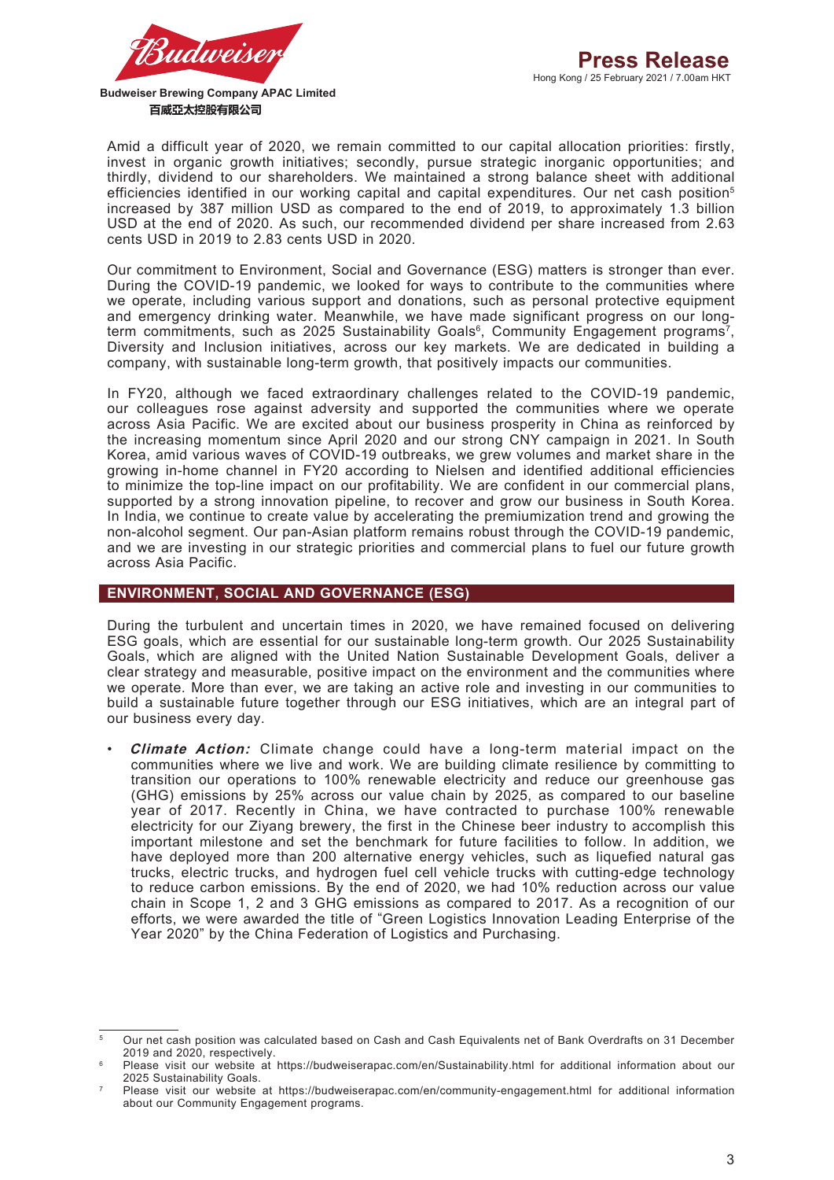Amid a difficult year of 2020, we remain committed to our capital allocation priorities: firstly, invest in organic growth initiatives; secondly, pursue strategic inorganic opportunities; and thirdly, dividend to our shareholders. We maintained a strong balance sheet with additional efficiencies identified in our working capital and capital expenditures. Our net cash position[5] increased by 387 million USD as compared to the end of 2019, to approximately 1.3 billion USD at the end of 2020. As such, our recommended dividend per share increased from 2.63 cents USD in 2019 to 2.83 cents USD in 2020.

Our commitment to Environment, Social and Governance (ESG) matters is stronger than ever. During the COVID-19 pandemic, we looked for ways to contribute to the communities where we operate, including various support and donations, such as personal protective equipment and emergency drinking water. Meanwhile, we have made significant progress on our long-term commitments, such as 2025 Sustainability Goals[6], Community Engagement programs[7], Diversity and Inclusion initiatives, across our key markets. We are dedicated in building a company, with sustainable long-term growth, that positively impacts our communities.

In FY20, although we faced extraordinary challenges related to the COVID-19 pandemic, our colleagues rose against adversity and supported the communities where we operate across Asia Pacific. We are excited about our business prosperity in China as reinforced by the increasing momentum since April 2020 and our strong CNY campaign in 2021. In South Korea, amid various waves of COVID-19 outbreaks, we grew volumes and market share in the growing in-home channel in FY20 according to Nielsen and identified additional efficiencies to minimize the top-line impact on our profitability. We are confident in our commercial plans, supported by a strong innovation pipeline, to recover and grow our business in South Korea. In India, we continue to create value by accelerating the premiumization trend and growing the non-alcohol segment. Our pan-Asian platform remains robust through the COVID-19 pandemic, and we are investing in our strategic priorities and commercial plans to fuel our future growth across Asia Pacific.

## ENVIRONMENT, SOCIAL AND GOVERNANCE (ESG)

During the turbulent and uncertain times in 2020, we have remained focused on delivering ESG goals, which are essential for our sustainable long-term growth. Our 2025 Sustainability Goals, which are aligned with the United Nation Sustainable Development Goals, deliver a clear strategy and measurable, positive impact on the environment and the communities where we operate. More than ever, we are taking an active role and investing in our communities to build a sustainable future together through our ESG initiatives, which are an integral part of our business every day.

- ***Climate Action:*** Climate change could have a long-term material impact on the communities where we live and work. We are building climate resilience by committing to transition our operations to 100% renewable electricity and reduce our greenhouse gas (GHG) emissions by 25% across our value chain by 2025, as compared to our baseline year of 2017. Recently in China, we have contracted to purchase 100% renewable electricity for our Ziyang brewery, the first in the Chinese beer industry to accomplish this important milestone and set the benchmark for future facilities to follow. In addition, we have deployed more than 200 alternative energy vehicles, such as liquefied natural gas trucks, electric trucks, and hydrogen fuel cell vehicle trucks with cutting-edge technology to reduce carbon emissions. By the end of 2020, we had 10% reduction across our value chain in Scope 1, 2 and 3 GHG emissions as compared to 2017. As a recognition of our efforts, we were awarded the title of "Green Logistics Innovation Leading Enterprise of the Year 2020" by the China Federation of Logistics and Purchasing.

---

[5] Our net cash position was calculated based on Cash and Cash Equivalents net of Bank Overdrafts on 31 December 2019 and 2020, respectively.

[6] Please visit our website at https://budweiserapac.com/en/Sustainability.html for additional information about our 2025 Sustainability Goals.

[7] Please visit our website at https://budweiserapac.com/en/community-engagement.html for additional information about our Community Engagement programs.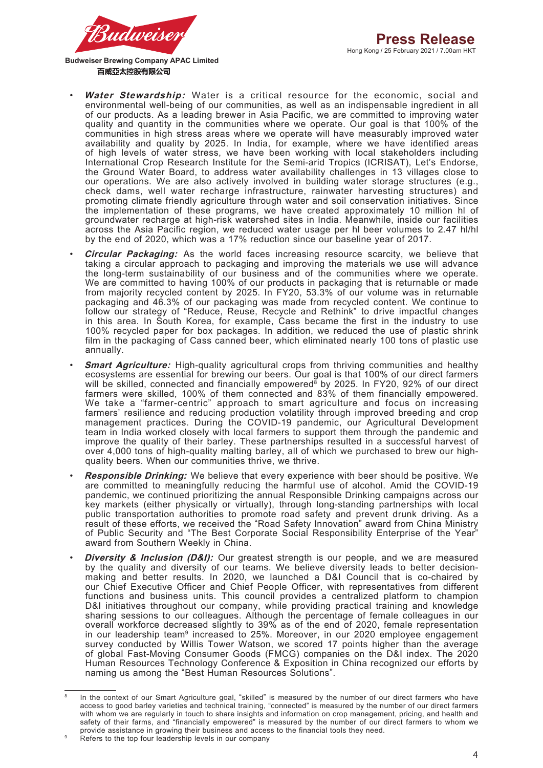- ***Water Stewardship:*** Water is a critical resource for the economic, social and environmental well-being of our communities, as well as an indispensable ingredient in all of our products. As a leading brewer in Asia Pacific, we are committed to improving water quality and quantity in the communities where we operate. Our goal is that 100% of the communities in high stress areas where we operate will have measurably improved water availability and quality by 2025. In India, for example, where we have identified areas of high levels of water stress, we have been working with local stakeholders including International Crop Research Institute for the Semi-arid Tropics (ICRISAT), Let's Endorse, the Ground Water Board, to address water availability challenges in 13 villages close to our operations. We are also actively involved in building water storage structures (e.g., check dams, well water recharge infrastructure, rainwater harvesting structures) and promoting climate friendly agriculture through water and soil conservation initiatives. Since the implementation of these programs, we have created approximately 10 million hl of groundwater recharge at high-risk watershed sites in India. Meanwhile, inside our facilities across the Asia Pacific region, we reduced water usage per hl beer volumes to 2.47 hl/hl by the end of 2020, which was a 17% reduction since our baseline year of 2017.

- ***Circular Packaging:*** As the world faces increasing resource scarcity, we believe that taking a circular approach to packaging and improving the materials we use will advance the long-term sustainability of our business and of the communities where we operate. We are committed to having 100% of our products in packaging that is returnable or made from majority recycled content by 2025. In FY20, 53.3% of our volume was in returnable packaging and 46.3% of our packaging was made from recycled content. We continue to follow our strategy of "Reduce, Reuse, Recycle and Rethink" to drive impactful changes in this area. In South Korea, for example, Cass became the first in the industry to use 100% recycled paper for box packages. In addition, we reduced the use of plastic shrink film in the packaging of Cass canned beer, which eliminated nearly 100 tons of plastic use annually.

- ***Smart Agriculture:*** High-quality agricultural crops from thriving communities and healthy ecosystems are essential for brewing our beers. Our goal is that 100% of our direct farmers will be skilled, connected and financially empowered[8] by 2025. In FY20, 92% of our direct farmers were skilled, 100% of them connected and 83% of them financially empowered. We take a "farmer-centric" approach to smart agriculture and focus on increasing farmers' resilience and reducing production volatility through improved breeding and crop management practices. During the COVID-19 pandemic, our Agricultural Development team in India worked closely with local farmers to support them through the pandemic and improve the quality of their barley. These partnerships resulted in a successful harvest of over 4,000 tons of high-quality malting barley, all of which we purchased to brew our high-quality beers. When our communities thrive, we thrive.

- ***Responsible Drinking:*** We believe that every experience with beer should be positive. We are committed to meaningfully reducing the harmful use of alcohol. Amid the COVID-19 pandemic, we continued prioritizing the annual Responsible Drinking campaigns across our key markets (either physically or virtually), through long-standing partnerships with local public transportation authorities to promote road safety and prevent drunk driving. As a result of these efforts, we received the "Road Safety Innovation" award from China Ministry of Public Security and "The Best Corporate Social Responsibility Enterprise of the Year" award from Southern Weekly in China.

- ***Diversity & Inclusion (D&I):*** Our greatest strength is our people, and we are measured by the quality and diversity of our teams. We believe diversity leads to better decision-making and better results. In 2020, we launched a D&I Council that is co-chaired by our Chief Executive Officer and Chief People Officer, with representatives from different functions and business units. This council provides a centralized platform to champion D&I initiatives throughout our company, while providing practical training and knowledge sharing sessions to our colleagues. Although the percentage of female colleagues in our overall workforce decreased slightly to 39% as of the end of 2020, female representation in our leadership team[9] increased to 25%. Moreover, in our 2020 employee engagement survey conducted by Willis Tower Watson, we scored 17 points higher than the average of global Fast-Moving Consumer Goods (FMCG) companies on the D&I index. The 2020 Human Resources Technology Conference & Exposition in China recognized our efforts by naming us among the "Best Human Resources Solutions".

---

[8] In the context of our Smart Agriculture goal, "skilled" is measured by the number of our direct farmers who have access to good barley varieties and technical training, "connected" is measured by the number of our direct farmers with whom we are regularly in touch to share insights and information on crop management, pricing, and health and safety of their farms, and "financially empowered" is measured by the number of our direct farmers to whom we provide assistance in growing their business and access to the financial tools they need.

[9] Refers to the top four leadership levels in our company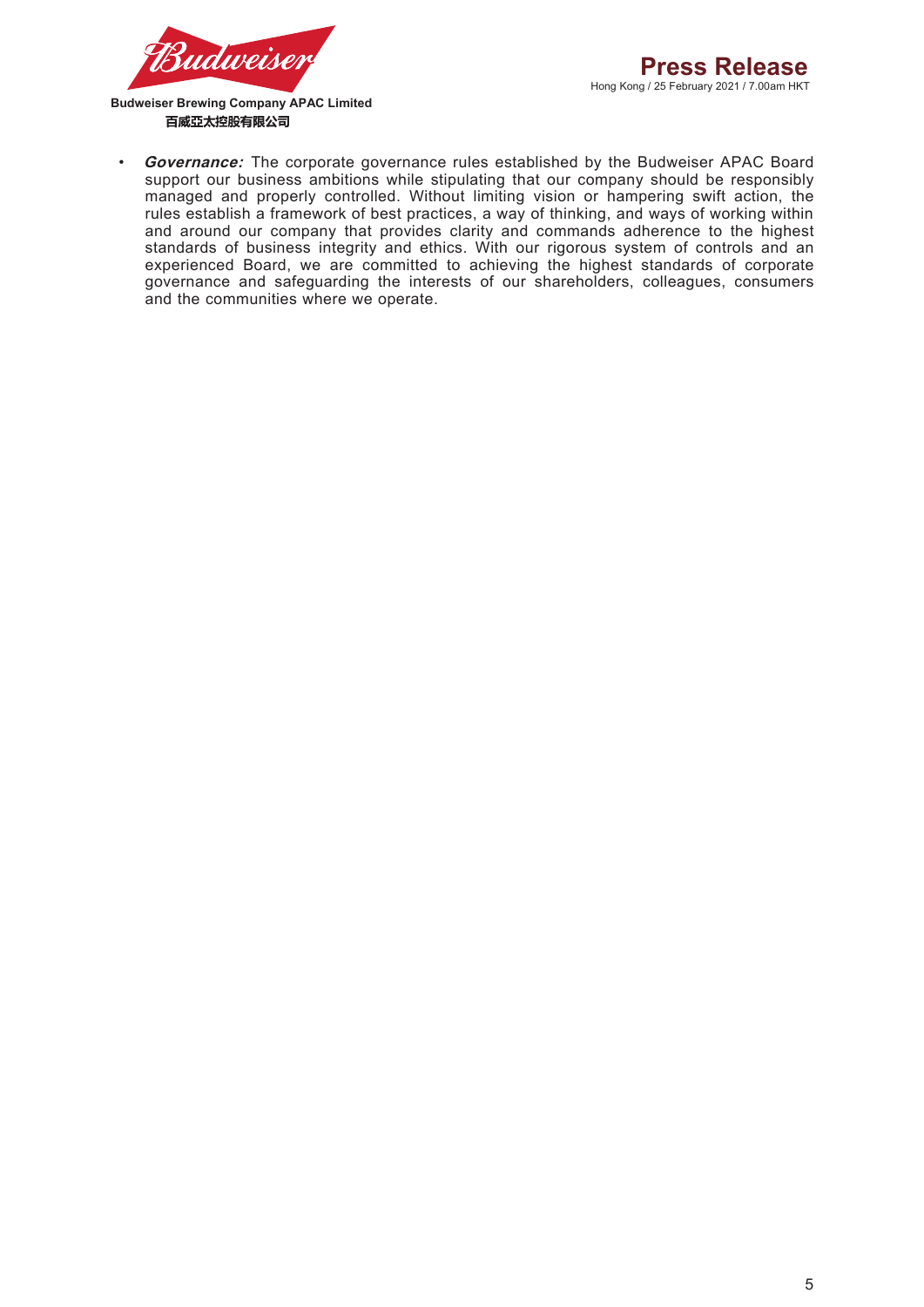- ***Governance:*** The corporate governance rules established by the Budweiser APAC Board support our business ambitions while stipulating that our company should be responsibly managed and properly controlled. Without limiting vision or hampering swift action, the rules establish a framework of best practices, a way of thinking, and ways of working within and around our company that provides clarity and commands adherence to the highest standards of business integrity and ethics. With our rigorous system of controls and an experienced Board, we are committed to achieving the highest standards of corporate governance and safeguarding the interests of our shareholders, colleagues, consumers and the communities where we operate.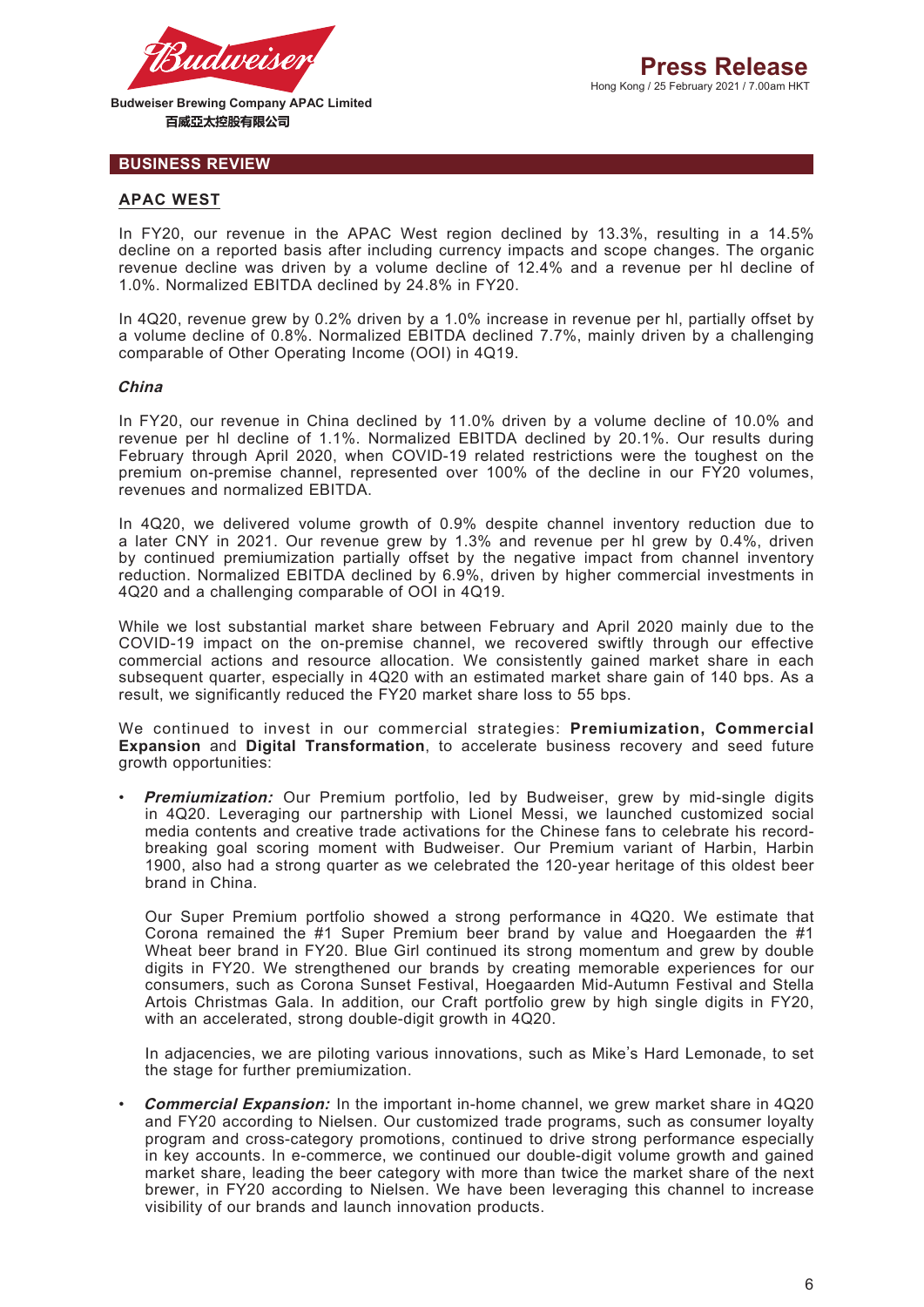## BUSINESS REVIEW

### APAC WEST

In FY20, our revenue in the APAC West region declined by 13.3%, resulting in a 14.5% decline on a reported basis after including currency impacts and scope changes. The organic revenue decline was driven by a volume decline of 12.4% and a revenue per hl decline of 1.0%. Normalized EBITDA declined by 24.8% in FY20.

In 4Q20, revenue grew by 0.2% driven by a 1.0% increase in revenue per hl, partially offset by a volume decline of 0.8%. Normalized EBITDA declined 7.7%, mainly driven by a challenging comparable of Other Operating Income (OOI) in 4Q19.

#### *China*

In FY20, our revenue in China declined by 11.0% driven by a volume decline of 10.0% and revenue per hl decline of 1.1%. Normalized EBITDA declined by 20.1%. Our results during February through April 2020, when COVID-19 related restrictions were the toughest on the premium on-premise channel, represented over 100% of the decline in our FY20 volumes, revenues and normalized EBITDA.

In 4Q20, we delivered volume growth of 0.9% despite channel inventory reduction due to a later CNY in 2021. Our revenue grew by 1.3% and revenue per hl grew by 0.4%, driven by continued premiumization partially offset by the negative impact from channel inventory reduction. Normalized EBITDA declined by 6.9%, driven by higher commercial investments in 4Q20 and a challenging comparable of OOI in 4Q19.

While we lost substantial market share between February and April 2020 mainly due to the COVID-19 impact on the on-premise channel, we recovered swiftly through our effective commercial actions and resource allocation. We consistently gained market share in each subsequent quarter, especially in 4Q20 with an estimated market share gain of 140 bps. As a result, we significantly reduced the FY20 market share loss to 55 bps.

We continued to invest in our commercial strategies: **Premiumization, Commercial Expansion** and **Digital Transformation**, to accelerate business recovery and seed future growth opportunities:

- ***Premiumization:*** Our Premium portfolio, led by Budweiser, grew by mid-single digits in 4Q20. Leveraging our partnership with Lionel Messi, we launched customized social media contents and creative trade activations for the Chinese fans to celebrate his record-breaking goal scoring moment with Budweiser. Our Premium variant of Harbin, Harbin 1900, also had a strong quarter as we celebrated the 120-year heritage of this oldest beer brand in China.

  Our Super Premium portfolio showed a strong performance in 4Q20. We estimate that Corona remained the #1 Super Premium beer brand by value and Hoegaarden the #1 Wheat beer brand in FY20. Blue Girl continued its strong momentum and grew by double digits in FY20. We strengthened our brands by creating memorable experiences for our consumers, such as Corona Sunset Festival, Hoegaarden Mid-Autumn Festival and Stella Artois Christmas Gala. In addition, our Craft portfolio grew by high single digits in FY20, with an accelerated, strong double-digit growth in 4Q20.

  In adjacencies, we are piloting various innovations, such as Mike's Hard Lemonade, to set the stage for further premiumization.

- ***Commercial Expansion:*** In the important in-home channel, we grew market share in 4Q20 and FY20 according to Nielsen. Our customized trade programs, such as consumer loyalty program and cross-category promotions, continued to drive strong performance especially in key accounts. In e-commerce, we continued our double-digit volume growth and gained market share, leading the beer category with more than twice the market share of the next brewer, in FY20 according to Nielsen. We have been leveraging this channel to increase visibility of our brands and launch innovation products.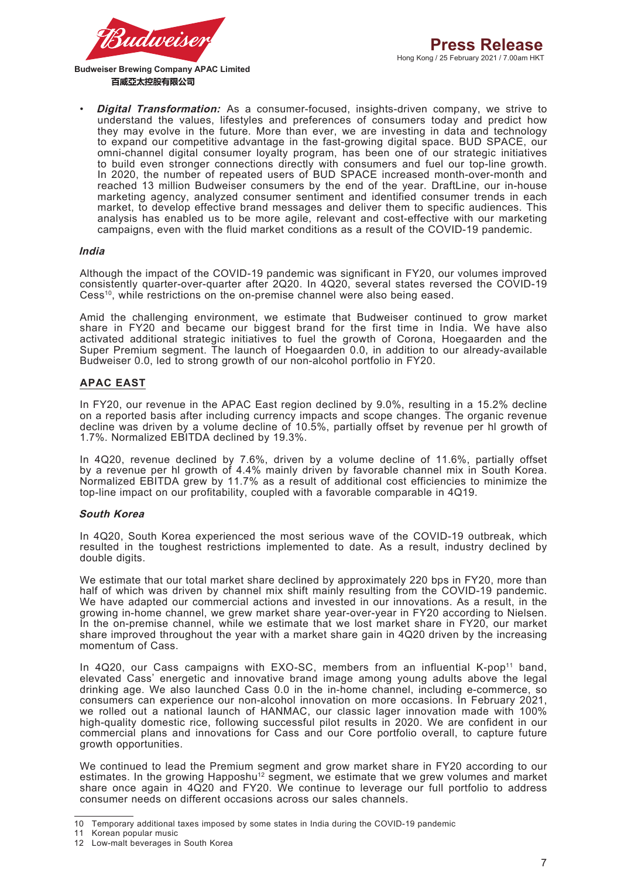- ***Digital Transformation:*** As a consumer-focused, insights-driven company, we strive to understand the values, lifestyles and preferences of consumers today and predict how they may evolve in the future. More than ever, we are investing in data and technology to expand our competitive advantage in the fast-growing digital space. BUD SPACE, our omni-channel digital consumer loyalty program, has been one of our strategic initiatives to build even stronger connections directly with consumers and fuel our top-line growth. In 2020, the number of repeated users of BUD SPACE increased month-over-month and reached 13 million Budweiser consumers by the end of the year. DraftLine, our in-house marketing agency, analyzed consumer sentiment and identified consumer trends in each market, to develop effective brand messages and deliver them to specific audiences. This analysis has enabled us to be more agile, relevant and cost-effective with our marketing campaigns, even with the fluid market conditions as a result of the COVID-19 pandemic.

### *India*

Although the impact of the COVID-19 pandemic was significant in FY20, our volumes improved consistently quarter-over-quarter after 2Q20. In 4Q20, several states reversed the COVID-19 Cess[10], while restrictions on the on-premise channel were also being eased.

Amid the challenging environment, we estimate that Budweiser continued to grow market share in FY20 and became our biggest brand for the first time in India. We have also activated additional strategic initiatives to fuel the growth of Corona, Hoegaarden and the Super Premium segment. The launch of Hoegaarden 0.0, in addition to our already-available Budweiser 0.0, led to strong growth of our non-alcohol portfolio in FY20.

## APAC EAST

In FY20, our revenue in the APAC East region declined by 9.0%, resulting in a 15.2% decline on a reported basis after including currency impacts and scope changes. The organic revenue decline was driven by a volume decline of 10.5%, partially offset by revenue per hl growth of 1.7%. Normalized EBITDA declined by 19.3%.

In 4Q20, revenue declined by 7.6%, driven by a volume decline of 11.6%, partially offset by a revenue per hl growth of 4.4% mainly driven by favorable channel mix in South Korea. Normalized EBITDA grew by 11.7% as a result of additional cost efficiencies to minimize the top-line impact on our profitability, coupled with a favorable comparable in 4Q19.

### *South Korea*

In 4Q20, South Korea experienced the most serious wave of the COVID-19 outbreak, which resulted in the toughest restrictions implemented to date. As a result, industry declined by double digits.

We estimate that our total market share declined by approximately 220 bps in FY20, more than half of which was driven by channel mix shift mainly resulting from the COVID-19 pandemic. We have adapted our commercial actions and invested in our innovations. As a result, in the growing in-home channel, we grew market share year-over-year in FY20 according to Nielsen. In the on-premise channel, while we estimate that we lost market share in FY20, our market share improved throughout the year with a market share gain in 4Q20 driven by the increasing momentum of Cass.

In 4Q20, our Cass campaigns with EXO-SC, members from an influential K-pop[11] band, elevated Cass' energetic and innovative brand image among young adults above the legal drinking age. We also launched Cass 0.0 in the in-home channel, including e-commerce, so consumers can experience our non-alcohol innovation on more occasions. In February 2021, we rolled out a national launch of HANMAC, our classic lager innovation made with 100% high-quality domestic rice, following successful pilot results in 2020. We are confident in our commercial plans and innovations for Cass and our Core portfolio overall, to capture future growth opportunities.

We continued to lead the Premium segment and grow market share in FY20 according to our estimates. In the growing Happoshu[12] segment, we estimate that we grew volumes and market share once again in 4Q20 and FY20. We continue to leverage our full portfolio to address consumer needs on different occasions across our sales channels.

---

10 Temporary additional taxes imposed by some states in India during the COVID-19 pandemic

11 Korean popular music

12 Low-malt beverages in South Korea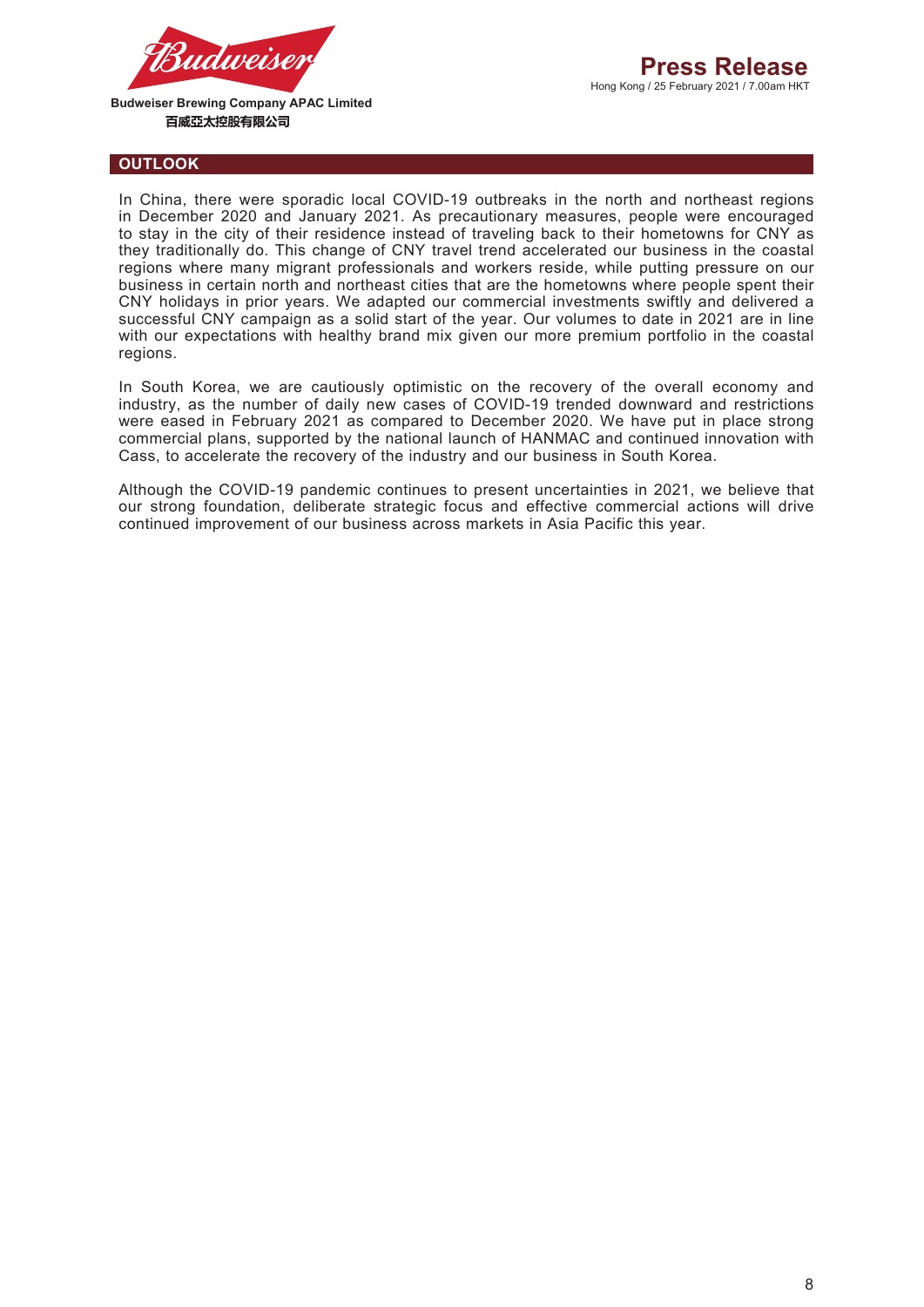## OUTLOOK

In China, there were sporadic local COVID-19 outbreaks in the north and northeast regions in December 2020 and January 2021. As precautionary measures, people were encouraged to stay in the city of their residence instead of traveling back to their hometowns for CNY as they traditionally do. This change of CNY travel trend accelerated our business in the coastal regions where many migrant professionals and workers reside, while putting pressure on our business in certain north and northeast cities that are the hometowns where people spent their CNY holidays in prior years. We adapted our commercial investments swiftly and delivered a successful CNY campaign as a solid start of the year. Our volumes to date in 2021 are in line with our expectations with healthy brand mix given our more premium portfolio in the coastal regions.

In South Korea, we are cautiously optimistic on the recovery of the overall economy and industry, as the number of daily new cases of COVID-19 trended downward and restrictions were eased in February 2021 as compared to December 2020. We have put in place strong commercial plans, supported by the national launch of HANMAC and continued innovation with Cass, to accelerate the recovery of the industry and our business in South Korea.

Although the COVID-19 pandemic continues to present uncertainties in 2021, we believe that our strong foundation, deliberate strategic focus and effective commercial actions will drive continued improvement of our business across markets in Asia Pacific this year.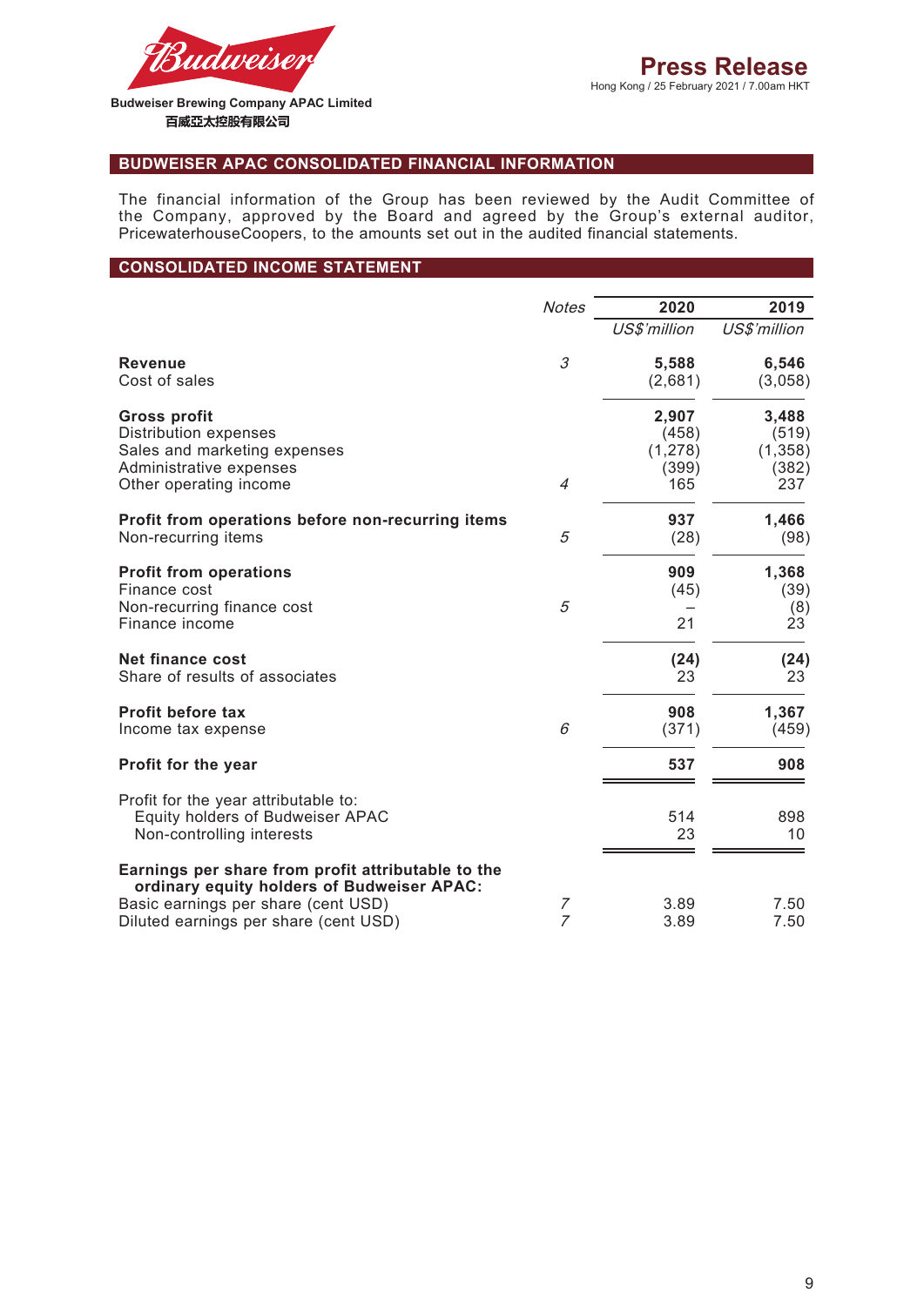Budweiser Brewing Company APAC Limited
百威亞太控股有限公司

**Press Release**
Hong Kong / 25 February 2021 / 7.00am HKT

## BUDWEISER APAC CONSOLIDATED FINANCIAL INFORMATION

The financial information of the Group has been reviewed by the Audit Committee of the Company, approved by the Board and agreed by the Group's external auditor, PricewaterhouseCoopers, to the amounts set out in the audited financial statements.

## CONSOLIDATED INCOME STATEMENT

| | *Notes* | 2020 | 2019 |
|---|---|---|---|
| | | *US$'million* | *US$'million* |
| **Revenue** | *3* | **5,588** | **6,546** |
| Cost of sales | | (2,681) | (3,058) |
| **Gross profit** | | **2,907** | **3,488** |
| Distribution expenses | | (458) | (519) |
| Sales and marketing expenses | | (1,278) | (1,358) |
| Administrative expenses | | (399) | (382) |
| Other operating income | *4* | 165 | 237 |
| **Profit from operations before non-recurring items** | | **937** | **1,466** |
| Non-recurring items | *5* | (28) | (98) |
| **Profit from operations** | | **909** | **1,368** |
| Finance cost | | (45) | (39) |
| Non-recurring finance cost | *5* | – | (8) |
| Finance income | | 21 | 23 |
| **Net finance cost** | | **(24)** | **(24)** |
| Share of results of associates | | 23 | 23 |
| **Profit before tax** | | **908** | **1,367** |
| Income tax expense | *6* | (371) | (459) |
| **Profit for the year** | | **537** | **908** |
| Profit for the year attributable to: | | | |
| Equity holders of Budweiser APAC | | 514 | 898 |
| Non-controlling interests | | 23 | 10 |
| **Earnings per share from profit attributable to the ordinary equity holders of Budweiser APAC:** | | | |
| Basic earnings per share (cent USD) | *7* | 3.89 | 7.50 |
| Diluted earnings per share (cent USD) | *7* | 3.89 | 7.50 |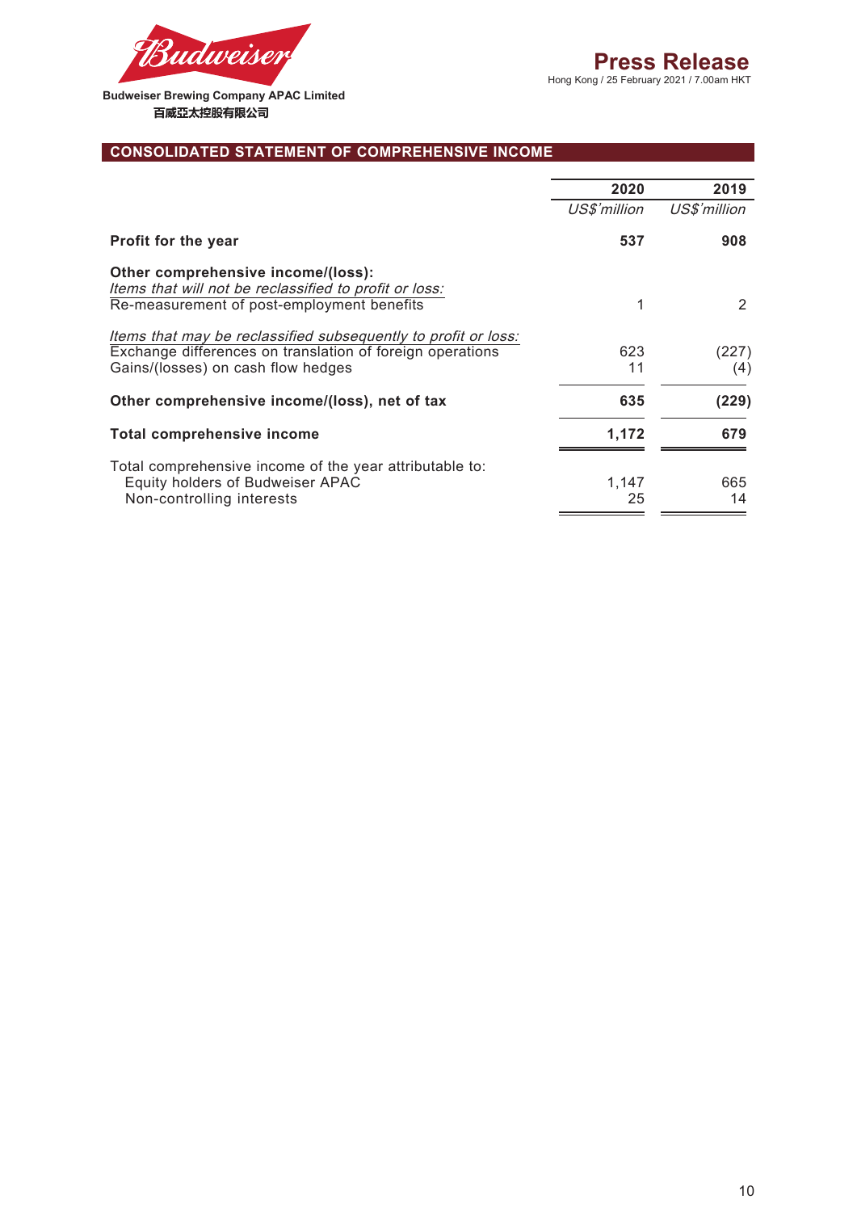Budweiser Brewing Company APAC Limited
百威亞太控股有限公司

# Press Release

Hong Kong / 25 February 2021 / 7.00am HKT

## CONSOLIDATED STATEMENT OF COMPREHENSIVE INCOME

| | 2020 | 2019 |
|---|---|---|
| | *US$'million* | *US$'million* |
| **Profit for the year** | **537** | **908** |
| **Other comprehensive income/(loss):** | | |
| *Items that will not be reclassified to profit or loss:* | | |
| Re-measurement of post-employment benefits | 1 | 2 |
| *Items that may be reclassified subsequently to profit or loss:* | | |
| Exchange differences on translation of foreign operations | 623 | (227) |
| Gains/(losses) on cash flow hedges | 11 | (4) |
| **Other comprehensive income/(loss), net of tax** | **635** | **(229)** |
| **Total comprehensive income** | **1,172** | **679** |
| Total comprehensive income of the year attributable to: | | |
| Equity holders of Budweiser APAC | 1,147 | 665 |
| Non-controlling interests | 25 | 14 |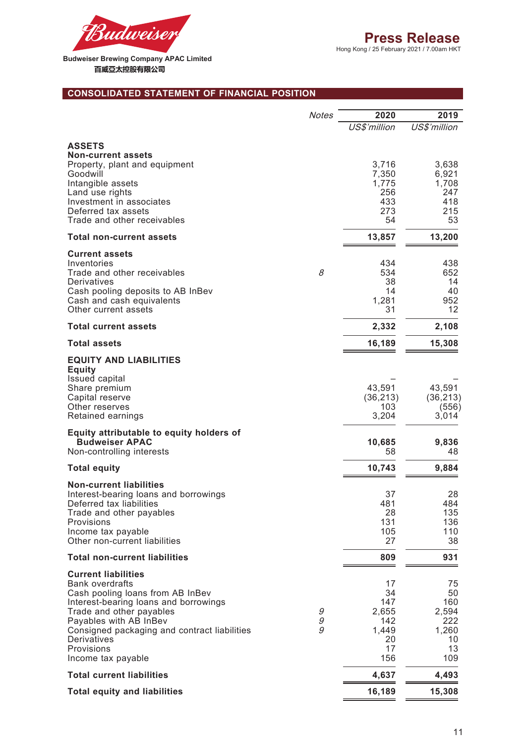Budweiser Brewing Company APAC Limited
百威亞太控股有限公司

# Press Release

Hong Kong / 25 February 2021 / 7.00am HKT

## CONSOLIDATED STATEMENT OF FINANCIAL POSITION

| | *Notes* | 2020 | 2019 |
|---|---|---|---|
| | | *US$'million* | *US$'million* |
| **ASSETS** | | | |
| **Non-current assets** | | | |
| Property, plant and equipment | | 3,716 | 3,638 |
| Goodwill | | 7,350 | 6,921 |
| Intangible assets | | 1,775 | 1,708 |
| Land use rights | | 256 | 247 |
| Investment in associates | | 433 | 418 |
| Deferred tax assets | | 273 | 215 |
| Trade and other receivables | | 54 | 53 |
| **Total non-current assets** | | **13,857** | **13,200** |
| **Current assets** | | | |
| Inventories | | 434 | 438 |
| Trade and other receivables | *8* | 534 | 652 |
| Derivatives | | 38 | 14 |
| Cash pooling deposits to AB InBev | | 14 | 40 |
| Cash and cash equivalents | | 1,281 | 952 |
| Other current assets | | 31 | 12 |
| **Total current assets** | | **2,332** | **2,108** |
| **Total assets** | | **16,189** | **15,308** |
| **EQUITY AND LIABILITIES** | | | |
| **Equity** | | | |
| Issued capital | | – | – |
| Share premium | | 43,591 | 43,591 |
| Capital reserve | | (36,213) | (36,213) |
| Other reserves | | 103 | (556) |
| Retained earnings | | 3,204 | 3,014 |
| **Equity attributable to equity holders of Budweiser APAC** | | **10,685** | **9,836** |
| Non-controlling interests | | 58 | 48 |
| **Total equity** | | **10,743** | **9,884** |
| **Non-current liabilities** | | | |
| Interest-bearing loans and borrowings | | 37 | 28 |
| Deferred tax liabilities | | 481 | 484 |
| Trade and other payables | | 28 | 135 |
| Provisions | | 131 | 136 |
| Income tax payable | | 105 | 110 |
| Other non-current liabilities | | 27 | 38 |
| **Total non-current liabilities** | | **809** | **931** |
| **Current liabilities** | | | |
| Bank overdrafts | | 17 | 75 |
| Cash pooling loans from AB InBev | | 34 | 50 |
| Interest-bearing loans and borrowings | | 147 | 160 |
| Trade and other payables | *9* | 2,655 | 2,594 |
| Payables with AB InBev | *9* | 142 | 222 |
| Consigned packaging and contract liabilities | *9* | 1,449 | 1,260 |
| Derivatives | | 20 | 10 |
| Provisions | | 17 | 13 |
| Income tax payable | | 156 | 109 |
| **Total current liabilities** | | **4,637** | **4,493** |
| **Total equity and liabilities** | | **16,189** | **15,308** |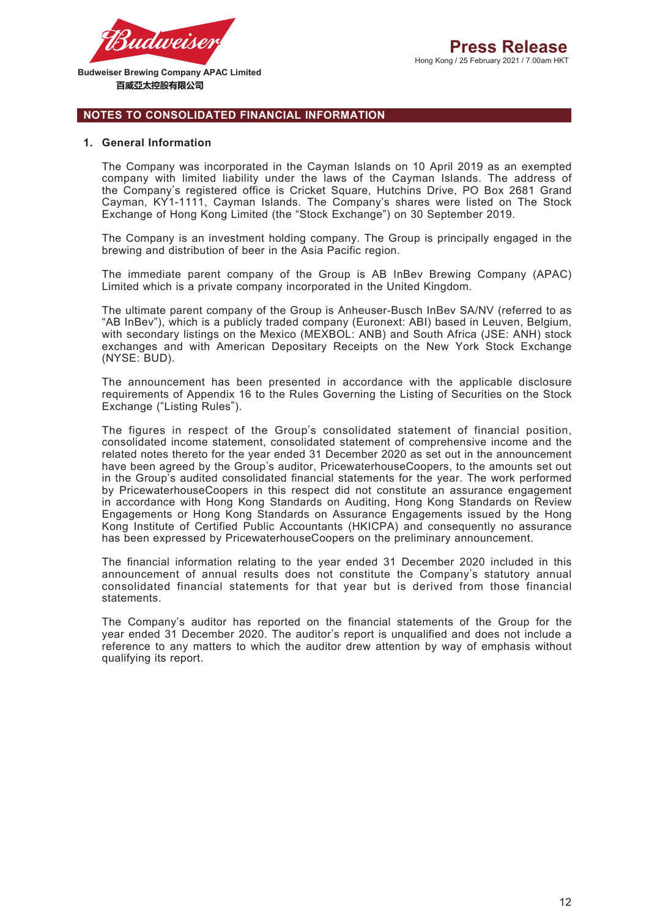## NOTES TO CONSOLIDATED FINANCIAL INFORMATION

### 1. General Information

The Company was incorporated in the Cayman Islands on 10 April 2019 as an exempted company with limited liability under the laws of the Cayman Islands. The address of the Company's registered office is Cricket Square, Hutchins Drive, PO Box 2681 Grand Cayman, KY1-1111, Cayman Islands. The Company's shares were listed on The Stock Exchange of Hong Kong Limited (the "Stock Exchange") on 30 September 2019.

The Company is an investment holding company. The Group is principally engaged in the brewing and distribution of beer in the Asia Pacific region.

The immediate parent company of the Group is AB InBev Brewing Company (APAC) Limited which is a private company incorporated in the United Kingdom.

The ultimate parent company of the Group is Anheuser-Busch InBev SA/NV (referred to as "AB InBev"), which is a publicly traded company (Euronext: ABI) based in Leuven, Belgium, with secondary listings on the Mexico (MEXBOL: ANB) and South Africa (JSE: ANH) stock exchanges and with American Depositary Receipts on the New York Stock Exchange (NYSE: BUD).

The announcement has been presented in accordance with the applicable disclosure requirements of Appendix 16 to the Rules Governing the Listing of Securities on the Stock Exchange ("Listing Rules").

The figures in respect of the Group's consolidated statement of financial position, consolidated income statement, consolidated statement of comprehensive income and the related notes thereto for the year ended 31 December 2020 as set out in the announcement have been agreed by the Group's auditor, PricewaterhouseCoopers, to the amounts set out in the Group's audited consolidated financial statements for the year. The work performed by PricewaterhouseCoopers in this respect did not constitute an assurance engagement in accordance with Hong Kong Standards on Auditing, Hong Kong Standards on Review Engagements or Hong Kong Standards on Assurance Engagements issued by the Hong Kong Institute of Certified Public Accountants (HKICPA) and consequently no assurance has been expressed by PricewaterhouseCoopers on the preliminary announcement.

The financial information relating to the year ended 31 December 2020 included in this announcement of annual results does not constitute the Company's statutory annual consolidated financial statements for that year but is derived from those financial statements.

The Company's auditor has reported on the financial statements of the Group for the year ended 31 December 2020. The auditor's report is unqualified and does not include a reference to any matters to which the auditor drew attention by way of emphasis without qualifying its report.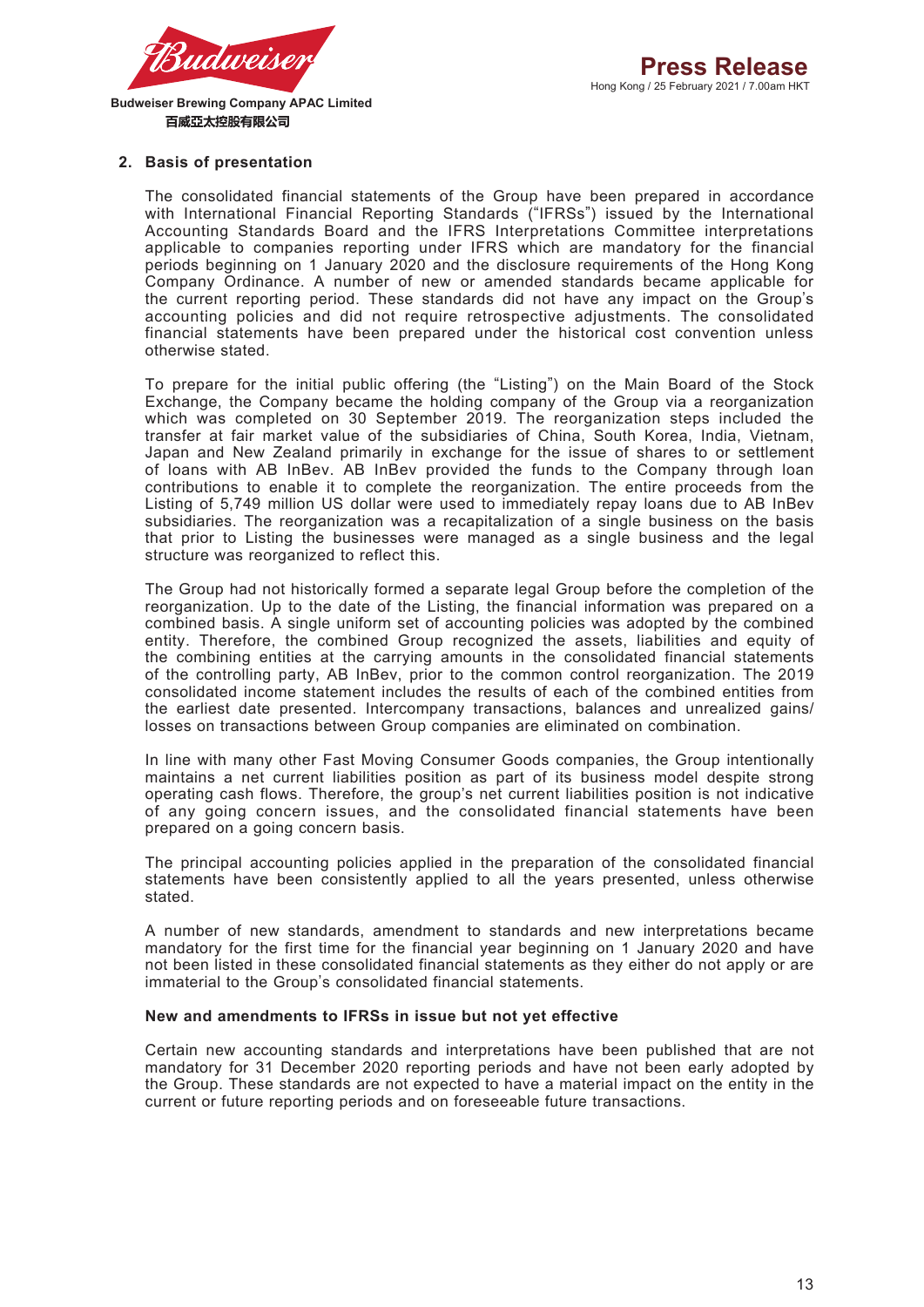## 2. Basis of presentation

The consolidated financial statements of the Group have been prepared in accordance with International Financial Reporting Standards ("IFRSs") issued by the International Accounting Standards Board and the IFRS Interpretations Committee interpretations applicable to companies reporting under IFRS which are mandatory for the financial periods beginning on 1 January 2020 and the disclosure requirements of the Hong Kong Company Ordinance. A number of new or amended standards became applicable for the current reporting period. These standards did not have any impact on the Group's accounting policies and did not require retrospective adjustments. The consolidated financial statements have been prepared under the historical cost convention unless otherwise stated.

To prepare for the initial public offering (the "Listing") on the Main Board of the Stock Exchange, the Company became the holding company of the Group via a reorganization which was completed on 30 September 2019. The reorganization steps included the transfer at fair market value of the subsidiaries of China, South Korea, India, Vietnam, Japan and New Zealand primarily in exchange for the issue of shares to or settlement of loans with AB InBev. AB InBev provided the funds to the Company through loan contributions to enable it to complete the reorganization. The entire proceeds from the Listing of 5,749 million US dollar were used to immediately repay loans due to AB InBev subsidiaries. The reorganization was a recapitalization of a single business on the basis that prior to Listing the businesses were managed as a single business and the legal structure was reorganized to reflect this.

The Group had not historically formed a separate legal Group before the completion of the reorganization. Up to the date of the Listing, the financial information was prepared on a combined basis. A single uniform set of accounting policies was adopted by the combined entity. Therefore, the combined Group recognized the assets, liabilities and equity of the combining entities at the carrying amounts in the consolidated financial statements of the controlling party, AB InBev, prior to the common control reorganization. The 2019 consolidated income statement includes the results of each of the combined entities from the earliest date presented. Intercompany transactions, balances and unrealized gains/losses on transactions between Group companies are eliminated on combination.

In line with many other Fast Moving Consumer Goods companies, the Group intentionally maintains a net current liabilities position as part of its business model despite strong operating cash flows. Therefore, the group's net current liabilities position is not indicative of any going concern issues, and the consolidated financial statements have been prepared on a going concern basis.

The principal accounting policies applied in the preparation of the consolidated financial statements have been consistently applied to all the years presented, unless otherwise stated.

A number of new standards, amendment to standards and new interpretations became mandatory for the first time for the financial year beginning on 1 January 2020 and have not been listed in these consolidated financial statements as they either do not apply or are immaterial to the Group's consolidated financial statements.

**New and amendments to IFRSs in issue but not yet effective**

Certain new accounting standards and interpretations have been published that are not mandatory for 31 December 2020 reporting periods and have not been early adopted by the Group. These standards are not expected to have a material impact on the entity in the current or future reporting periods and on foreseeable future transactions.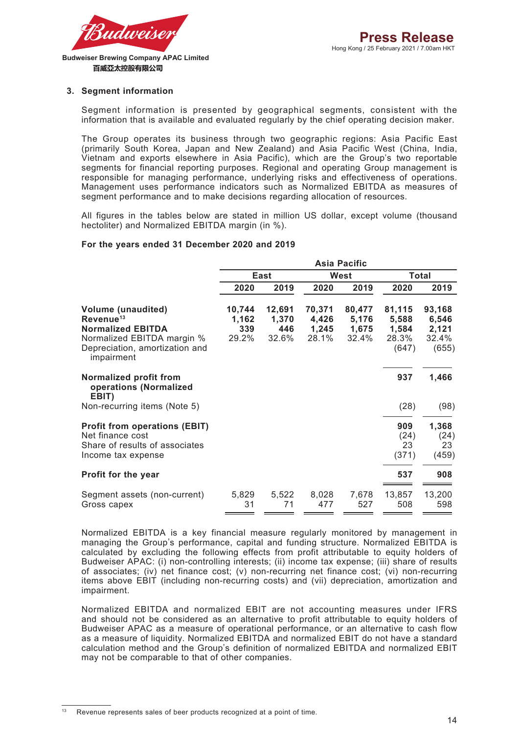### 3. Segment information

Segment information is presented by geographical segments, consistent with the information that is available and evaluated regularly by the chief operating decision maker.

The Group operates its business through two geographic regions: Asia Pacific East (primarily South Korea, Japan and New Zealand) and Asia Pacific West (China, India, Vietnam and exports elsewhere in Asia Pacific), which are the Group's two reportable segments for financial reporting purposes. Regional and operating Group management is responsible for managing performance, underlying risks and effectiveness of operations. Management uses performance indicators such as Normalized EBITDA as measures of segment performance and to make decisions regarding allocation of resources.

All figures in the tables below are stated in million US dollar, except volume (thousand hectoliter) and Normalized EBITDA margin (in %).

**For the years ended 31 December 2020 and 2019**

| | Asia Pacific | | | | | |
|---|---|---|---|---|---|---|
| | East | | West | | Total | |
| | 2020 | 2019 | 2020 | 2019 | 2020 | 2019 |
| **Volume (unaudited)** | **10,744** | **12,691** | **70,371** | **80,477** | **81,115** | **93,168** |
| **Revenue**[13] | **1,162** | **1,370** | **4,426** | **5,176** | **5,588** | **6,546** |
| **Normalized EBITDA** | **339** | **446** | **1,245** | **1,675** | **1,584** | **2,121** |
| Normalized EBITDA margin % | 29.2% | 32.6% | 28.1% | 32.4% | 28.3% | 32.4% |
| Depreciation, amortization and impairment | | | | | (647) | (655) |
| **Normalized profit from operations (Normalized EBIT)** | | | | | **937** | **1,466** |
| Non-recurring items (Note 5) | | | | | (28) | (98) |
| **Profit from operations (EBIT)** | | | | | **909** | **1,368** |
| Net finance cost | | | | | (24) | (24) |
| Share of results of associates | | | | | 23 | 23 |
| Income tax expense | | | | | (371) | (459) |
| **Profit for the year** | | | | | **537** | **908** |
| Segment assets (non-current) | 5,829 | 5,522 | 8,028 | 7,678 | 13,857 | 13,200 |
| Gross capex | 31 | 71 | 477 | 527 | 508 | 598 |

Normalized EBITDA is a key financial measure regularly monitored by management in managing the Group's performance, capital and funding structure. Normalized EBITDA is calculated by excluding the following effects from profit attributable to equity holders of Budweiser APAC: (i) non-controlling interests; (ii) income tax expense; (iii) share of results of associates; (iv) net finance cost; (v) non-recurring net finance cost; (vi) non-recurring items above EBIT (including non-recurring costs) and (vii) depreciation, amortization and impairment.

Normalized EBITDA and normalized EBIT are not accounting measures under IFRS and should not be considered as an alternative to profit attributable to equity holders of Budweiser APAC as a measure of operational performance, or an alternative to cash flow as a measure of liquidity. Normalized EBITDA and normalized EBIT do not have a standard calculation method and the Group's definition of normalized EBITDA and normalized EBIT may not be comparable to that of other companies.

[13] Revenue represents sales of beer products recognized at a point of time.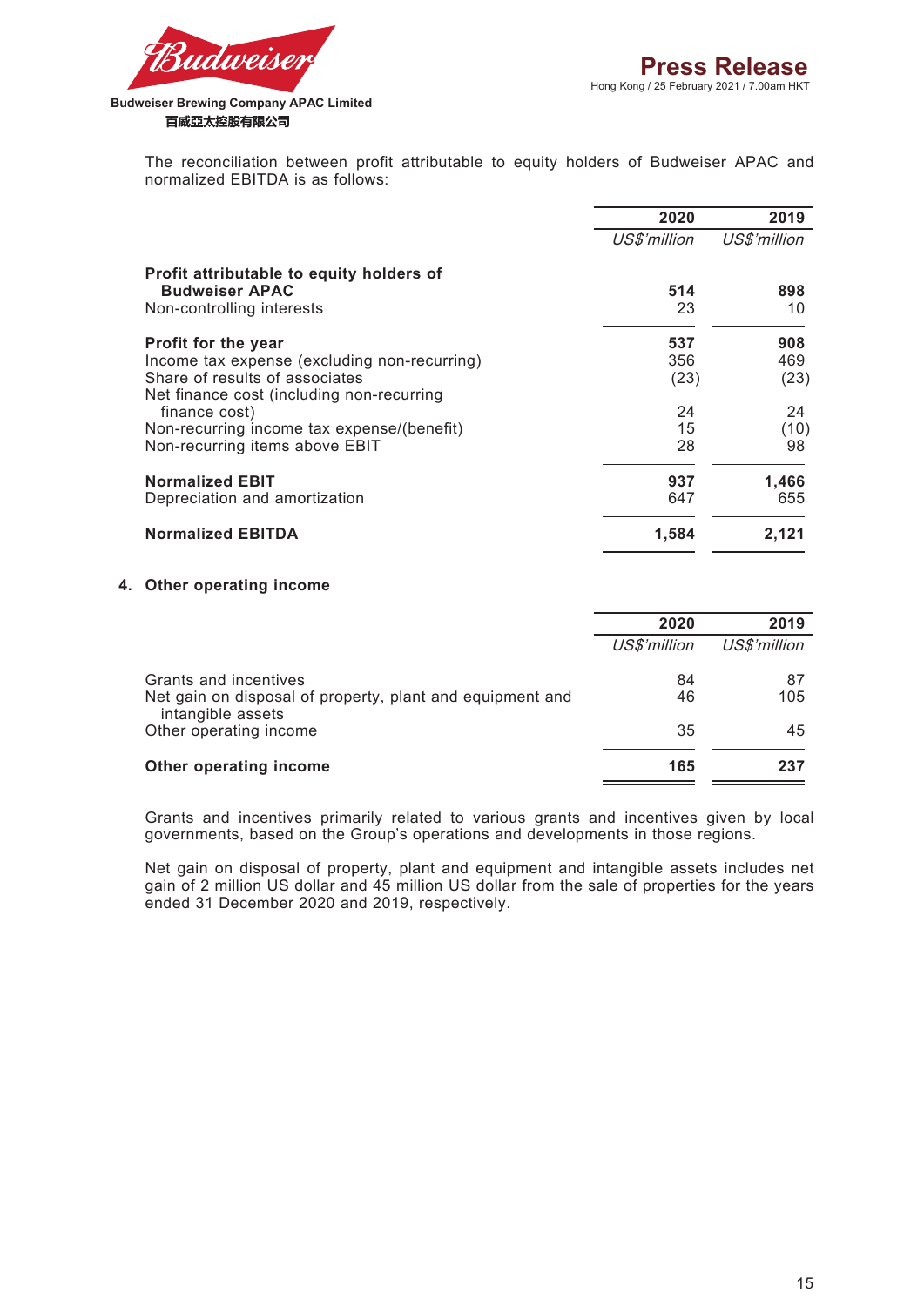The reconciliation between profit attributable to equity holders of Budweiser APAC and normalized EBITDA is as follows:

| | 2020 | 2019 |
|---|---|---|
| | *US$'million* | *US$'million* |
| **Profit attributable to equity holders of Budweiser APAC** | **514** | **898** |
| Non-controlling interests | 23 | 10 |
| **Profit for the year** | **537** | **908** |
| Income tax expense (excluding non-recurring) | 356 | 469 |
| Share of results of associates | (23) | (23) |
| Net finance cost (including non-recurring finance cost) | 24 | 24 |
| Non-recurring income tax expense/(benefit) | 15 | (10) |
| Non-recurring items above EBIT | 28 | 98 |
| **Normalized EBIT** | **937** | **1,466** |
| Depreciation and amortization | 647 | 655 |
| **Normalized EBITDA** | **1,584** | **2,121** |

## 4. Other operating income

| | 2020 | 2019 |
|---|---|---|
| | *US$'million* | *US$'million* |
| Grants and incentives | 84 | 87 |
| Net gain on disposal of property, plant and equipment and intangible assets | 46 | 105 |
| Other operating income | 35 | 45 |
| **Other operating income** | **165** | **237** |

Grants and incentives primarily related to various grants and incentives given by local governments, based on the Group's operations and developments in those regions.

Net gain on disposal of property, plant and equipment and intangible assets includes net gain of 2 million US dollar and 45 million US dollar from the sale of properties for the years ended 31 December 2020 and 2019, respectively.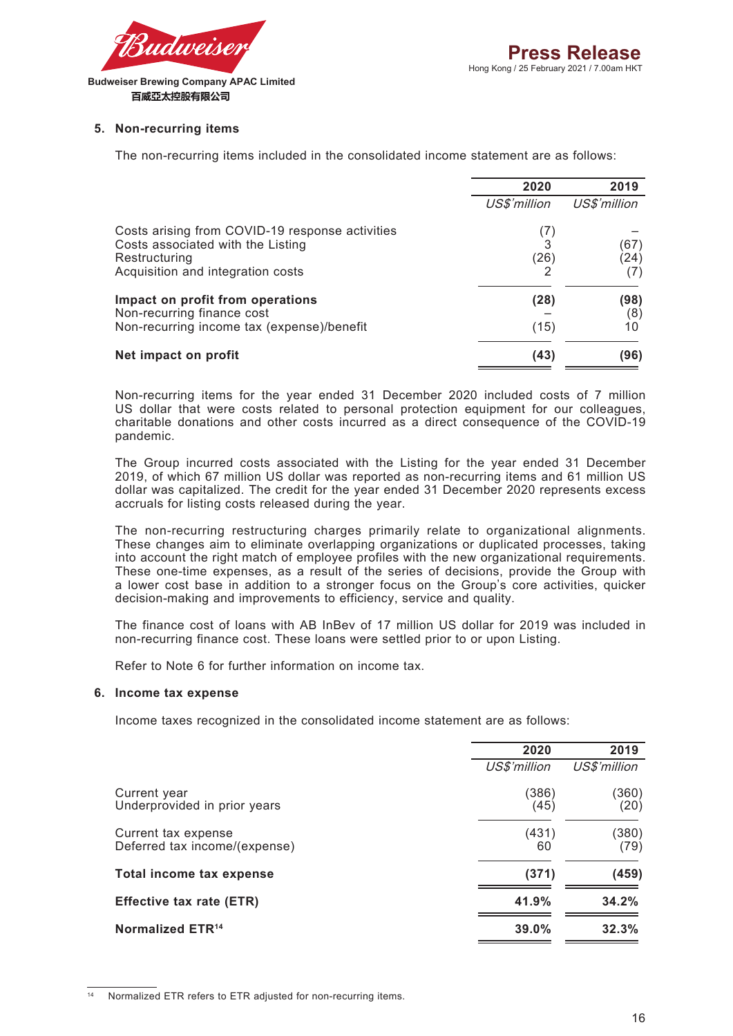## 5. Non-recurring items

The non-recurring items included in the consolidated income statement are as follows:

| | 2020 | 2019 |
|---|---|---|
| | *US$'million* | *US$'million* |
| Costs arising from COVID-19 response activities | (7) | – |
| Costs associated with the Listing | 3 | (67) |
| Restructuring | (26) | (24) |
| Acquisition and integration costs | 2 | (7) |
| **Impact on profit from operations** | **(28)** | **(98)** |
| Non-recurring finance cost | – | (8) |
| Non-recurring income tax (expense)/benefit | (15) | 10 |
| **Net impact on profit** | **(43)** | **(96)** |

Non-recurring items for the year ended 31 December 2020 included costs of 7 million US dollar that were costs related to personal protection equipment for our colleagues, charitable donations and other costs incurred as a direct consequence of the COVID-19 pandemic.

The Group incurred costs associated with the Listing for the year ended 31 December 2019, of which 67 million US dollar was reported as non-recurring items and 61 million US dollar was capitalized. The credit for the year ended 31 December 2020 represents excess accruals for listing costs released during the year.

The non-recurring restructuring charges primarily relate to organizational alignments. These changes aim to eliminate overlapping organizations or duplicated processes, taking into account the right match of employee profiles with the new organizational requirements. These one-time expenses, as a result of the series of decisions, provide the Group with a lower cost base in addition to a stronger focus on the Group's core activities, quicker decision-making and improvements to efficiency, service and quality.

The finance cost of loans with AB InBev of 17 million US dollar for 2019 was included in non-recurring finance cost. These loans were settled prior to or upon Listing.

Refer to Note 6 for further information on income tax.

## 6. Income tax expense

Income taxes recognized in the consolidated income statement are as follows:

| | 2020 | 2019 |
|---|---|---|
| | *US$'million* | *US$'million* |
| Current year | (386) | (360) |
| Underprovided in prior years | (45) | (20) |
| Current tax expense | (431) | (380) |
| Deferred tax income/(expense) | 60 | (79) |
| **Total income tax expense** | **(371)** | **(459)** |
| **Effective tax rate (ETR)** | **41.9%** | **34.2%** |
| **Normalized ETR[14]** | **39.0%** | **32.3%** |

[14] Normalized ETR refers to ETR adjusted for non-recurring items.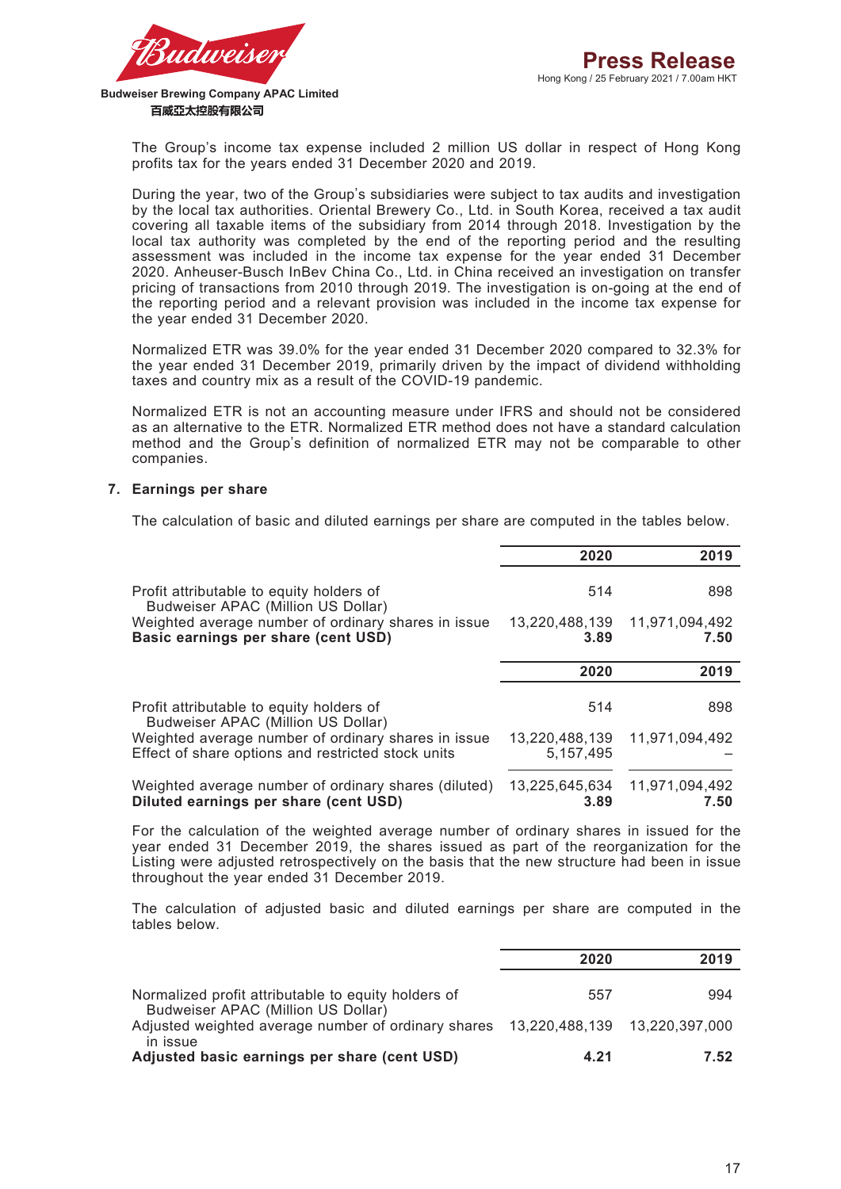The Group's income tax expense included 2 million US dollar in respect of Hong Kong profits tax for the years ended 31 December 2020 and 2019.

During the year, two of the Group's subsidiaries were subject to tax audits and investigation by the local tax authorities. Oriental Brewery Co., Ltd. in South Korea, received a tax audit covering all taxable items of the subsidiary from 2014 through 2018. Investigation by the local tax authority was completed by the end of the reporting period and the resulting assessment was included in the income tax expense for the year ended 31 December 2020. Anheuser-Busch InBev China Co., Ltd. in China received an investigation on transfer pricing of transactions from 2010 through 2019. The investigation is on-going at the end of the reporting period and a relevant provision was included in the income tax expense for the year ended 31 December 2020.

Normalized ETR was 39.0% for the year ended 31 December 2020 compared to 32.3% for the year ended 31 December 2019, primarily driven by the impact of dividend withholding taxes and country mix as a result of the COVID-19 pandemic.

Normalized ETR is not an accounting measure under IFRS and should not be considered as an alternative to the ETR. Normalized ETR method does not have a standard calculation method and the Group's definition of normalized ETR may not be comparable to other companies.

### 7. Earnings per share

The calculation of basic and diluted earnings per share are computed in the tables below.

| | 2020 | 2019 |
|---|---|---|
| Profit attributable to equity holders of Budweiser APAC (Million US Dollar) | 514 | 898 |
| Weighted average number of ordinary shares in issue | 13,220,488,139 | 11,971,094,492 |
| **Basic earnings per share (cent USD)** | **3.89** | **7.50** |

| | 2020 | 2019 |
|---|---|---|
| Profit attributable to equity holders of Budweiser APAC (Million US Dollar) | 514 | 898 |
| Weighted average number of ordinary shares in issue | 13,220,488,139 | 11,971,094,492 |
| Effect of share options and restricted stock units | 5,157,495 | – |
| Weighted average number of ordinary shares (diluted) | 13,225,645,634 | 11,971,094,492 |
| **Diluted earnings per share (cent USD)** | **3.89** | **7.50** |

For the calculation of the weighted average number of ordinary shares in issued for the year ended 31 December 2019, the shares issued as part of the reorganization for the Listing were adjusted retrospectively on the basis that the new structure had been in issue throughout the year ended 31 December 2019.

The calculation of adjusted basic and diluted earnings per share are computed in the tables below.

| | 2020 | 2019 |
|---|---|---|
| Normalized profit attributable to equity holders of Budweiser APAC (Million US Dollar) | 557 | 994 |
| Adjusted weighted average number of ordinary shares in issue | 13,220,488,139 | 13,220,397,000 |
| **Adjusted basic earnings per share (cent USD)** | **4.21** | **7.52** |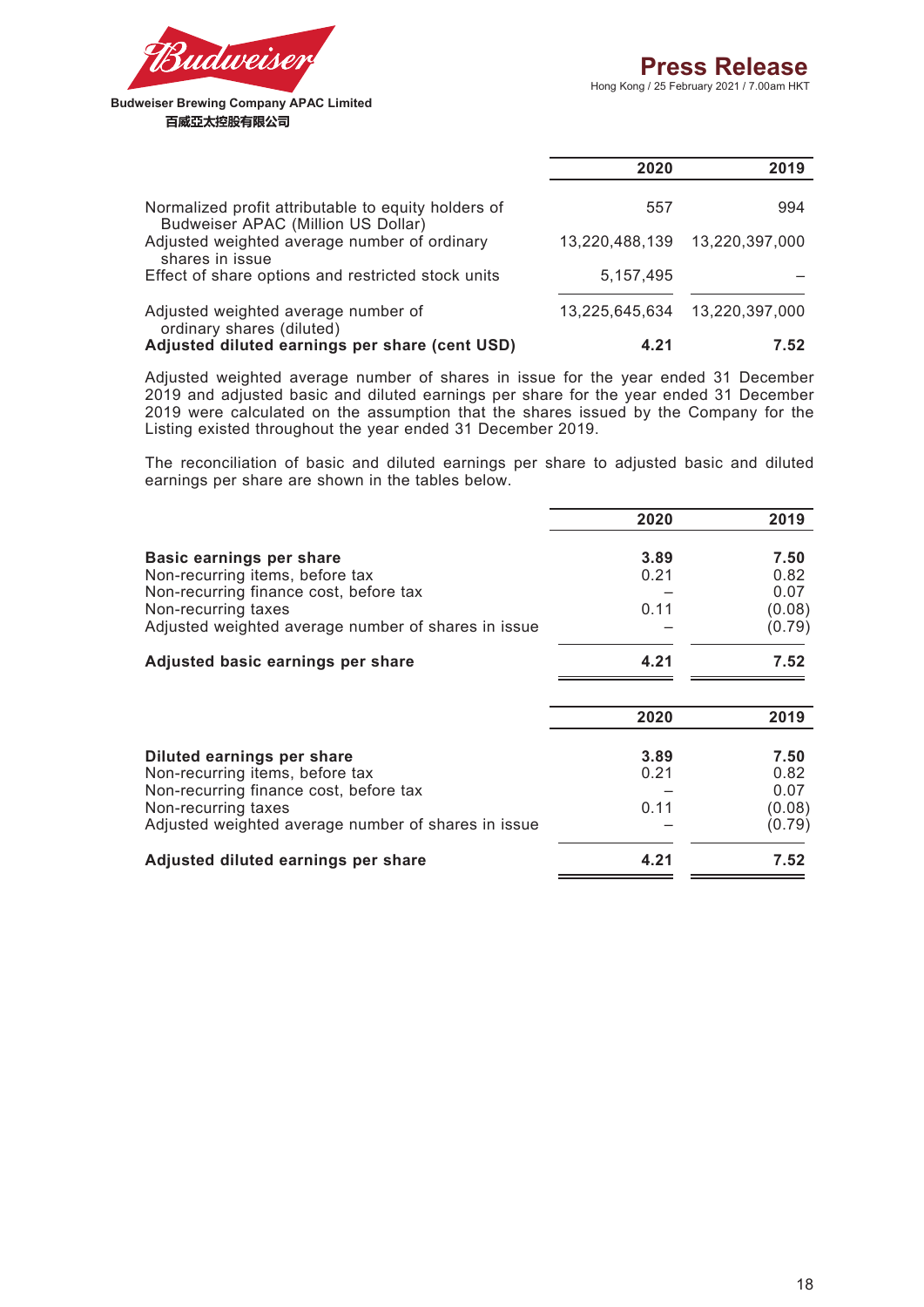| | 2020 | 2019 |
|---|---|---|
| Normalized profit attributable to equity holders of Budweiser APAC (Million US Dollar) | 557 | 994 |
| Adjusted weighted average number of ordinary shares in issue | 13,220,488,139 | 13,220,397,000 |
| Effect of share options and restricted stock units | 5,157,495 | – |
| Adjusted weighted average number of ordinary shares (diluted) | 13,225,645,634 | 13,220,397,000 |
| **Adjusted diluted earnings per share (cent USD)** | **4.21** | **7.52** |

Adjusted weighted average number of shares in issue for the year ended 31 December 2019 and adjusted basic and diluted earnings per share for the year ended 31 December 2019 were calculated on the assumption that the shares issued by the Company for the Listing existed throughout the year ended 31 December 2019.

The reconciliation of basic and diluted earnings per share to adjusted basic and diluted earnings per share are shown in the tables below.

| | 2020 | 2019 |
|---|---|---|
| **Basic earnings per share** | **3.89** | **7.50** |
| Non-recurring items, before tax | 0.21 | 0.82 |
| Non-recurring finance cost, before tax | – | 0.07 |
| Non-recurring taxes | 0.11 | (0.08) |
| Adjusted weighted average number of shares in issue | – | (0.79) |
| **Adjusted basic earnings per share** | **4.21** | **7.52** |

| | 2020 | 2019 |
|---|---|---|
| **Diluted earnings per share** | **3.89** | **7.50** |
| Non-recurring items, before tax | 0.21 | 0.82 |
| Non-recurring finance cost, before tax | – | 0.07 |
| Non-recurring taxes | 0.11 | (0.08) |
| Adjusted weighted average number of shares in issue | – | (0.79) |
| **Adjusted diluted earnings per share** | **4.21** | **7.52** |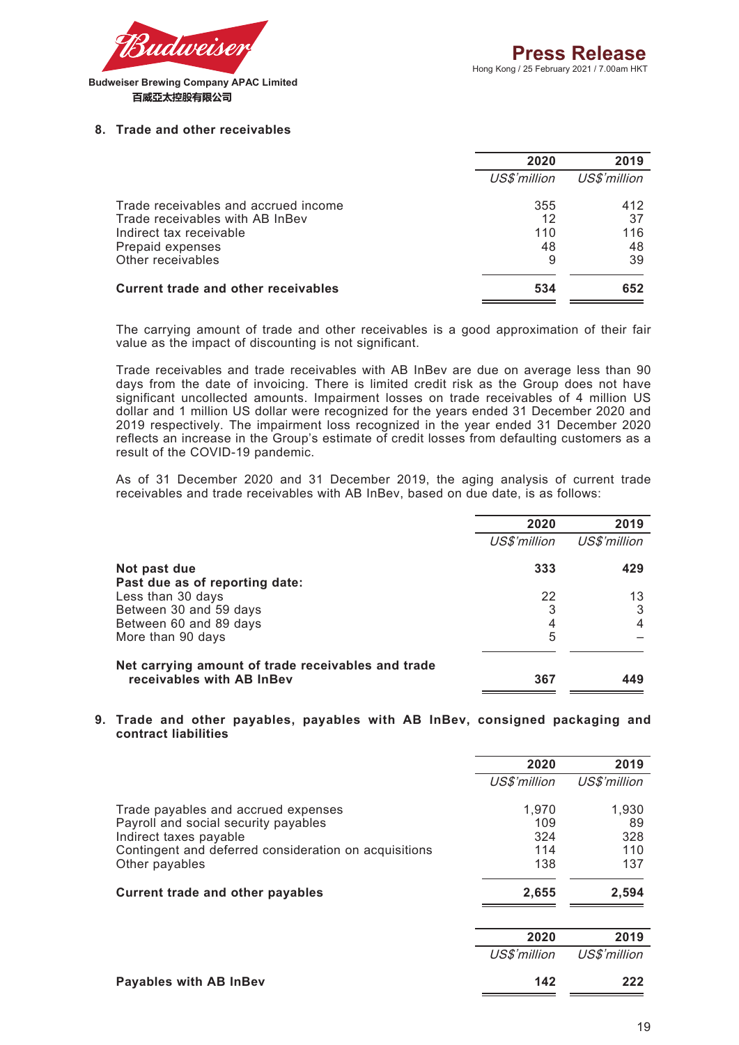## 8. Trade and other receivables

| | 2020 | 2019 |
|---|---|---|
| | *US$'million* | *US$'million* |
| Trade receivables and accrued income | 355 | 412 |
| Trade receivables with AB InBev | 12 | 37 |
| Indirect tax receivable | 110 | 116 |
| Prepaid expenses | 48 | 48 |
| Other receivables | 9 | 39 |
| **Current trade and other receivables** | **534** | **652** |

The carrying amount of trade and other receivables is a good approximation of their fair value as the impact of discounting is not significant.

Trade receivables and trade receivables with AB InBev are due on average less than 90 days from the date of invoicing. There is limited credit risk as the Group does not have significant uncollected amounts. Impairment losses on trade receivables of 4 million US dollar and 1 million US dollar were recognized for the years ended 31 December 2020 and 2019 respectively. The impairment loss recognized in the year ended 31 December 2020 reflects an increase in the Group's estimate of credit losses from defaulting customers as a result of the COVID-19 pandemic.

As of 31 December 2020 and 31 December 2019, the aging analysis of current trade receivables and trade receivables with AB InBev, based on due date, is as follows:

| | 2020 | 2019 |
|---|---|---|
| | *US$'million* | *US$'million* |
| **Not past due** | **333** | **429** |
| **Past due as of reporting date:** | | |
| Less than 30 days | 22 | 13 |
| Between 30 and 59 days | 3 | 3 |
| Between 60 and 89 days | 4 | 4 |
| More than 90 days | 5 | – |
| **Net carrying amount of trade receivables and trade receivables with AB InBev** | **367** | **449** |

## 9. Trade and other payables, payables with AB InBev, consigned packaging and contract liabilities

| | 2020 | 2019 |
|---|---|---|
| | *US$'million* | *US$'million* |
| Trade payables and accrued expenses | 1,970 | 1,930 |
| Payroll and social security payables | 109 | 89 |
| Indirect taxes payable | 324 | 328 |
| Contingent and deferred consideration on acquisitions | 114 | 110 |
| Other payables | 138 | 137 |
| **Current trade and other payables** | **2,655** | **2,594** |

| | 2020 | 2019 |
|---|---|---|
| | *US$'million* | *US$'million* |
| **Payables with AB InBev** | **142** | **222** |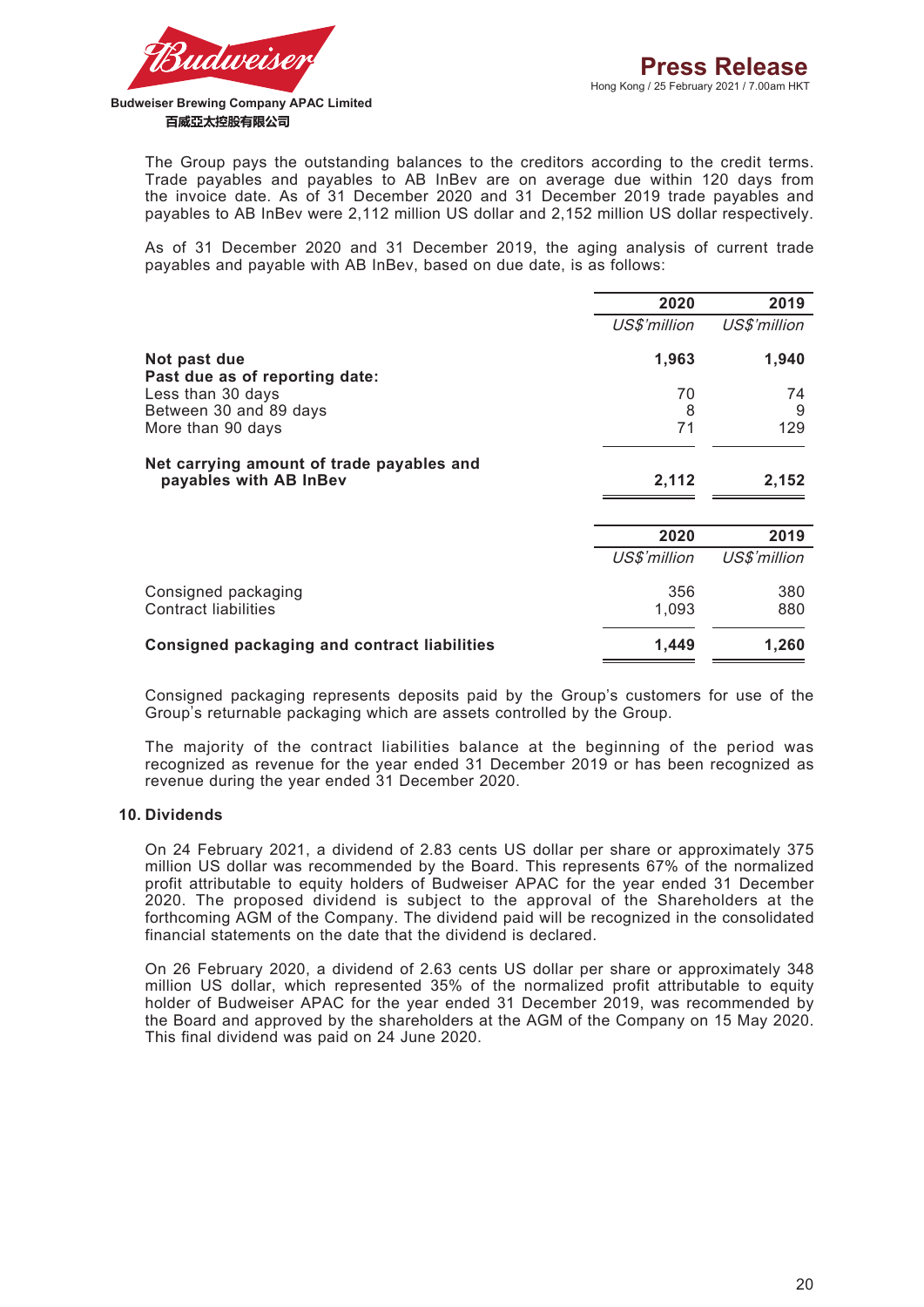The Group pays the outstanding balances to the creditors according to the credit terms. Trade payables and payables to AB InBev are on average due within 120 days from the invoice date. As of 31 December 2020 and 31 December 2019 trade payables and payables to AB InBev were 2,112 million US dollar and 2,152 million US dollar respectively.

As of 31 December 2020 and 31 December 2019, the aging analysis of current trade payables and payable with AB InBev, based on due date, is as follows:

| | 2020 | 2019 |
|---|---|---|
| | *US$'million* | *US$'million* |
| **Not past due** | **1,963** | **1,940** |
| **Past due as of reporting date:** | | |
| Less than 30 days | 70 | 74 |
| Between 30 and 89 days | 8 | 9 |
| More than 90 days | 71 | 129 |
| **Net carrying amount of trade payables and payables with AB InBev** | **2,112** | **2,152** |

| | 2020 | 2019 |
|---|---|---|
| | *US$'million* | *US$'million* |
| Consigned packaging | 356 | 380 |
| Contract liabilities | 1,093 | 880 |
| **Consigned packaging and contract liabilities** | **1,449** | **1,260** |

Consigned packaging represents deposits paid by the Group's customers for use of the Group's returnable packaging which are assets controlled by the Group.

The majority of the contract liabilities balance at the beginning of the period was recognized as revenue for the year ended 31 December 2019 or has been recognized as revenue during the year ended 31 December 2020.

## 10. Dividends

On 24 February 2021, a dividend of 2.83 cents US dollar per share or approximately 375 million US dollar was recommended by the Board. This represents 67% of the normalized profit attributable to equity holders of Budweiser APAC for the year ended 31 December 2020. The proposed dividend is subject to the approval of the Shareholders at the forthcoming AGM of the Company. The dividend paid will be recognized in the consolidated financial statements on the date that the dividend is declared.

On 26 February 2020, a dividend of 2.63 cents US dollar per share or approximately 348 million US dollar, which represented 35% of the normalized profit attributable to equity holder of Budweiser APAC for the year ended 31 December 2019, was recommended by the Board and approved by the shareholders at the AGM of the Company on 15 May 2020. This final dividend was paid on 24 June 2020.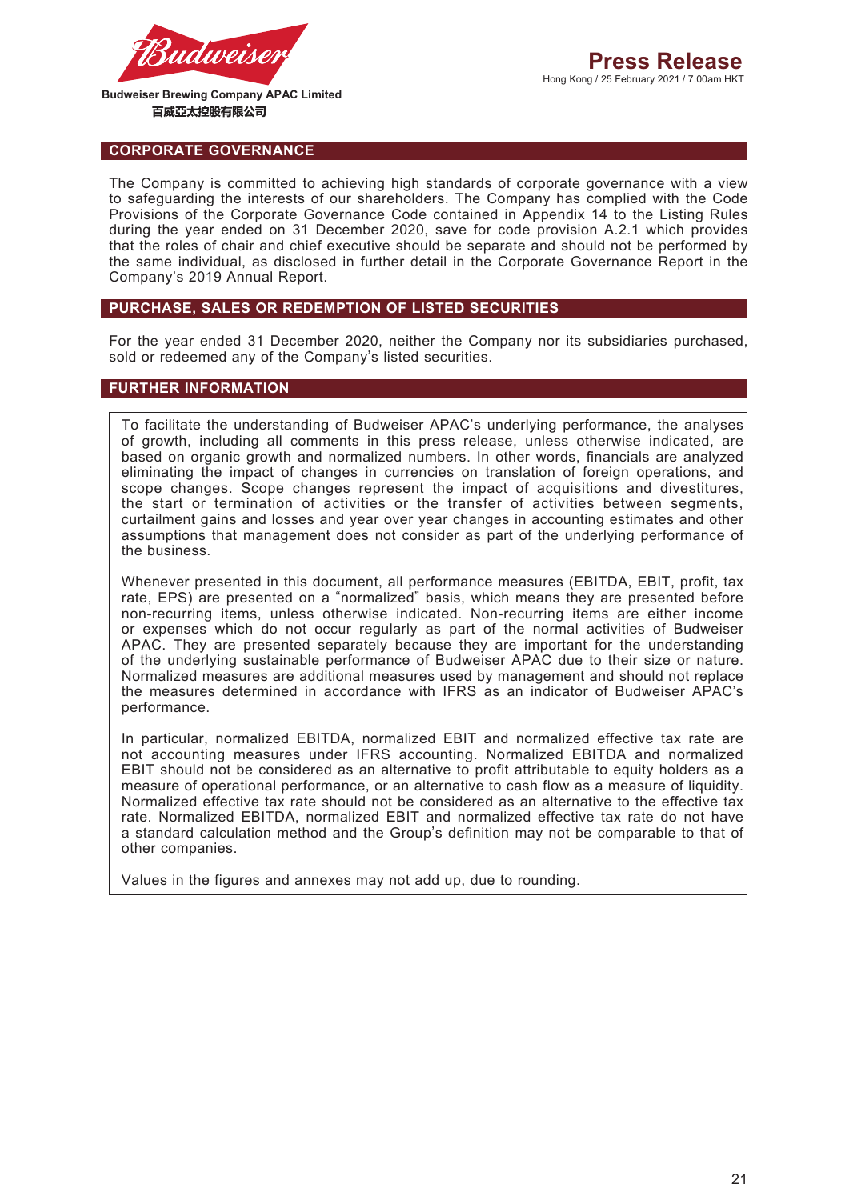## CORPORATE GOVERNANCE

The Company is committed to achieving high standards of corporate governance with a view to safeguarding the interests of our shareholders. The Company has complied with the Code Provisions of the Corporate Governance Code contained in Appendix 14 to the Listing Rules during the year ended on 31 December 2020, save for code provision A.2.1 which provides that the roles of chair and chief executive should be separate and should not be performed by the same individual, as disclosed in further detail in the Corporate Governance Report in the Company's 2019 Annual Report.

## PURCHASE, SALES OR REDEMPTION OF LISTED SECURITIES

For the year ended 31 December 2020, neither the Company nor its subsidiaries purchased, sold or redeemed any of the Company's listed securities.

## FURTHER INFORMATION

To facilitate the understanding of Budweiser APAC's underlying performance, the analyses of growth, including all comments in this press release, unless otherwise indicated, are based on organic growth and normalized numbers. In other words, financials are analyzed eliminating the impact of changes in currencies on translation of foreign operations, and scope changes. Scope changes represent the impact of acquisitions and divestitures, the start or termination of activities or the transfer of activities between segments, curtailment gains and losses and year over year changes in accounting estimates and other assumptions that management does not consider as part of the underlying performance of the business.

Whenever presented in this document, all performance measures (EBITDA, EBIT, profit, tax rate, EPS) are presented on a "normalized" basis, which means they are presented before non-recurring items, unless otherwise indicated. Non-recurring items are either income or expenses which do not occur regularly as part of the normal activities of Budweiser APAC. They are presented separately because they are important for the understanding of the underlying sustainable performance of Budweiser APAC due to their size or nature. Normalized measures are additional measures used by management and should not replace the measures determined in accordance with IFRS as an indicator of Budweiser APAC's performance.

In particular, normalized EBITDA, normalized EBIT and normalized effective tax rate are not accounting measures under IFRS accounting. Normalized EBITDA and normalized EBIT should not be considered as an alternative to profit attributable to equity holders as a measure of operational performance, or an alternative to cash flow as a measure of liquidity. Normalized effective tax rate should not be considered as an alternative to the effective tax rate. Normalized EBITDA, normalized EBIT and normalized effective tax rate do not have a standard calculation method and the Group's definition may not be comparable to that of other companies.

Values in the figures and annexes may not add up, due to rounding.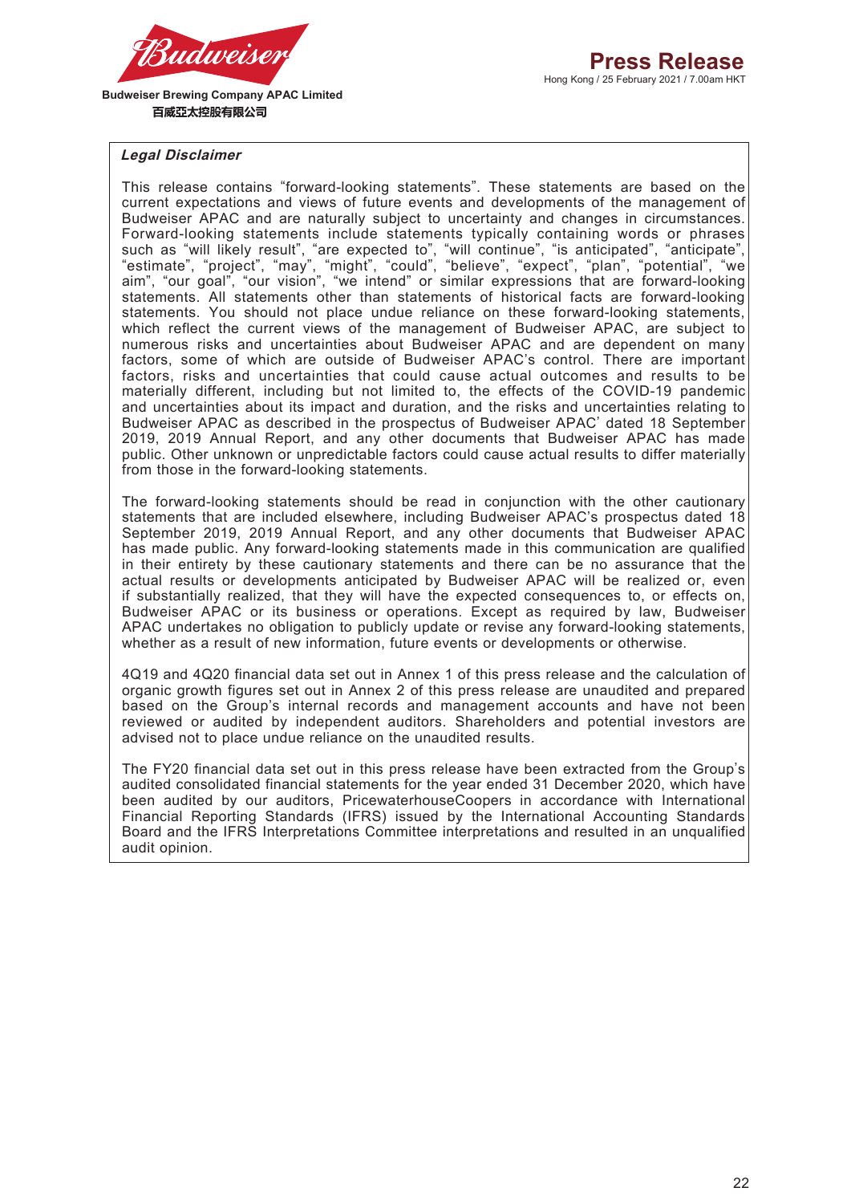### *Legal Disclaimer*

This release contains "forward-looking statements". These statements are based on the current expectations and views of future events and developments of the management of Budweiser APAC and are naturally subject to uncertainty and changes in circumstances. Forward-looking statements include statements typically containing words or phrases such as "will likely result", "are expected to", "will continue", "is anticipated", "anticipate", "estimate", "project", "may", "might", "could", "believe", "expect", "plan", "potential", "we aim", "our goal", "our vision", "we intend" or similar expressions that are forward-looking statements. All statements other than statements of historical facts are forward-looking statements. You should not place undue reliance on these forward-looking statements, which reflect the current views of the management of Budweiser APAC, are subject to numerous risks and uncertainties about Budweiser APAC and are dependent on many factors, some of which are outside of Budweiser APAC's control. There are important factors, risks and uncertainties that could cause actual outcomes and results to be materially different, including but not limited to, the effects of the COVID-19 pandemic and uncertainties about its impact and duration, and the risks and uncertainties relating to Budweiser APAC as described in the prospectus of Budweiser APAC' dated 18 September 2019, 2019 Annual Report, and any other documents that Budweiser APAC has made public. Other unknown or unpredictable factors could cause actual results to differ materially from those in the forward-looking statements.

The forward-looking statements should be read in conjunction with the other cautionary statements that are included elsewhere, including Budweiser APAC's prospectus dated 18 September 2019, 2019 Annual Report, and any other documents that Budweiser APAC has made public. Any forward-looking statements made in this communication are qualified in their entirety by these cautionary statements and there can be no assurance that the actual results or developments anticipated by Budweiser APAC will be realized or, even if substantially realized, that they will have the expected consequences to, or effects on, Budweiser APAC or its business or operations. Except as required by law, Budweiser APAC undertakes no obligation to publicly update or revise any forward-looking statements, whether as a result of new information, future events or developments or otherwise.

4Q19 and 4Q20 financial data set out in Annex 1 of this press release and the calculation of organic growth figures set out in Annex 2 of this press release are unaudited and prepared based on the Group's internal records and management accounts and have not been reviewed or audited by independent auditors. Shareholders and potential investors are advised not to place undue reliance on the unaudited results.

The FY20 financial data set out in this press release have been extracted from the Group's audited consolidated financial statements for the year ended 31 December 2020, which have been audited by our auditors, PricewaterhouseCoopers in accordance with International Financial Reporting Standards (IFRS) issued by the International Accounting Standards Board and the IFRS Interpretations Committee interpretations and resulted in an unqualified audit opinion.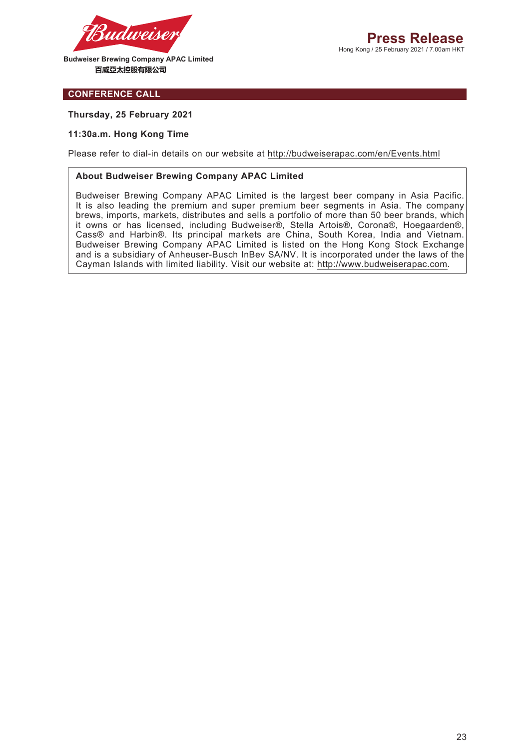Budweiser Brewing Company APAC Limited
百威亞太控股有限公司

**Press Release**
Hong Kong / 25 February 2021 / 7.00am HKT

## CONFERENCE CALL

**Thursday, 25 February 2021**

**11:30a.m. Hong Kong Time**

Please refer to dial-in details on our website at http://budweiserapac.com/en/Events.html

**About Budweiser Brewing Company APAC Limited**

Budweiser Brewing Company APAC Limited is the largest beer company in Asia Pacific. It is also leading the premium and super premium beer segments in Asia. The company brews, imports, markets, distributes and sells a portfolio of more than 50 beer brands, which it owns or has licensed, including Budweiser®, Stella Artois®, Corona®, Hoegaarden®, Cass® and Harbin®. Its principal markets are China, South Korea, India and Vietnam. Budweiser Brewing Company APAC Limited is listed on the Hong Kong Stock Exchange and is a subsidiary of Anheuser-Busch InBev SA/NV. It is incorporated under the laws of the Cayman Islands with limited liability. Visit our website at: http://www.budweiserapac.com.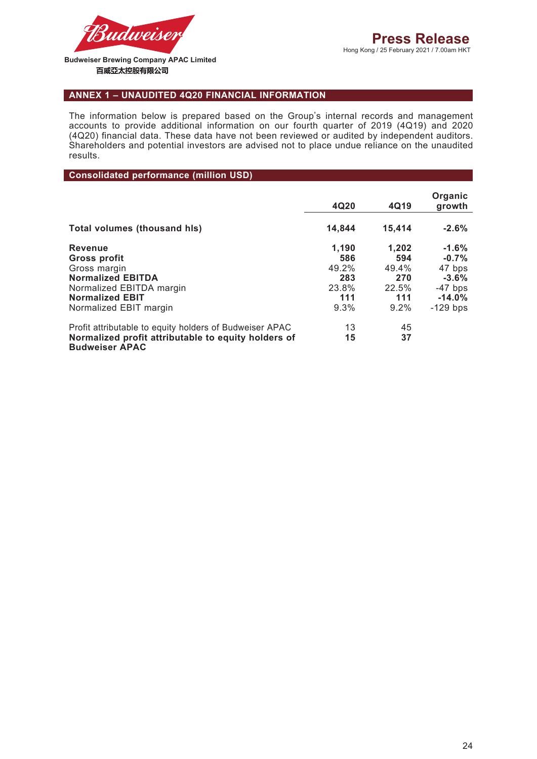## ANNEX 1 – UNAUDITED 4Q20 FINANCIAL INFORMATION

The information below is prepared based on the Group's internal records and management accounts to provide additional information on our fourth quarter of 2019 (4Q19) and 2020 (4Q20) financial data. These data have not been reviewed or audited by independent auditors. Shareholders and potential investors are advised not to place undue reliance on the unaudited results.

### Consolidated performance (million USD)

| | 4Q20 | 4Q19 | Organic growth |
|---|---|---|---|
| **Total volumes (thousand hls)** | **14,844** | **15,414** | **-2.6%** |
| **Revenue** | **1,190** | **1,202** | **-1.6%** |
| **Gross profit** | **586** | **594** | **-0.7%** |
| Gross margin | 49.2% | 49.4% | 47 bps |
| **Normalized EBITDA** | **283** | **270** | **-3.6%** |
| Normalized EBITDA margin | 23.8% | 22.5% | -47 bps |
| **Normalized EBIT** | **111** | **111** | **-14.0%** |
| Normalized EBIT margin | 9.3% | 9.2% | -129 bps |
| Profit attributable to equity holders of Budweiser APAC | 13 | 45 | |
| **Normalized profit attributable to equity holders of Budweiser APAC** | **15** | **37** | |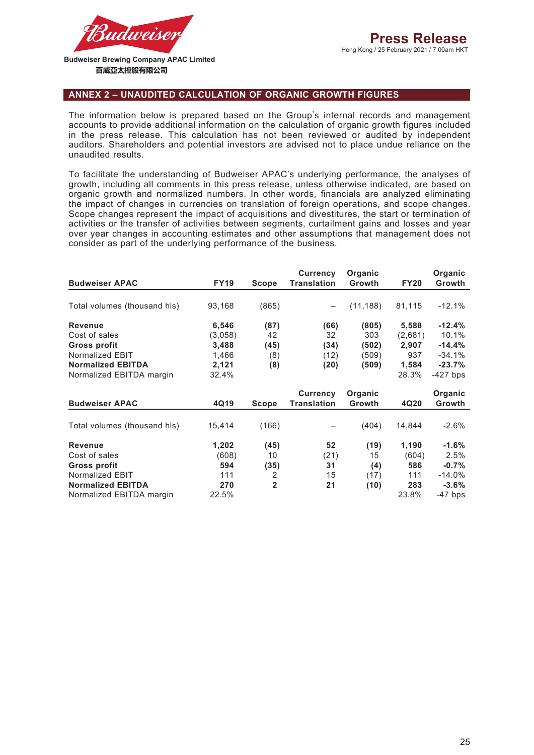Budweiser Brewing Company APAC Limited
百威亞太控股有限公司

**Press Release**
Hong Kong / 25 February 2021 / 7.00am HKT

## ANNEX 2 – UNAUDITED CALCULATION OF ORGANIC GROWTH FIGURES

The information below is prepared based on the Group's internal records and management accounts to provide additional information on the calculation of organic growth figures included in the press release. This calculation has not been reviewed or audited by independent auditors. Shareholders and potential investors are advised not to place undue reliance on the unaudited results.

To facilitate the understanding of Budweiser APAC's underlying performance, the analyses of growth, including all comments in this press release, unless otherwise indicated, are based on organic growth and normalized numbers. In other words, financials are analyzed eliminating the impact of changes in currencies on translation of foreign operations, and scope changes. Scope changes represent the impact of acquisitions and divestitures, the start or termination of activities or the transfer of activities between segments, curtailment gains and losses and year over year changes in accounting estimates and other assumptions that management does not consider as part of the underlying performance of the business.

| Budweiser APAC | FY19 | Scope | Currency Translation | Organic Growth | FY20 | Organic Growth |
|---|---|---|---|---|---|---|
| Total volumes (thousand hls) | 93,168 | (865) | – | (11,188) | 81,115 | -12.1% |
| **Revenue** | **6,546** | **(87)** | **(66)** | **(805)** | **5,588** | **-12.4%** |
| Cost of sales | (3,058) | 42 | 32 | 303 | (2,681) | 10.1% |
| **Gross profit** | **3,488** | **(45)** | **(34)** | **(502)** | **2,907** | **-14.4%** |
| Normalized EBIT | 1,466 | (8) | (12) | (509) | 937 | -34.1% |
| **Normalized EBITDA** | **2,121** | **(8)** | **(20)** | **(509)** | **1,584** | **-23.7%** |
| Normalized EBITDA margin | 32.4% | | | | 28.3% | -427 bps |

| Budweiser APAC | 4Q19 | Scope | Currency Translation | Organic Growth | 4Q20 | Organic Growth |
|---|---|---|---|---|---|---|
| Total volumes (thousand hls) | 15,414 | (166) | – | (404) | 14,844 | -2.6% |
| **Revenue** | **1,202** | **(45)** | **52** | **(19)** | **1,190** | **-1.6%** |
| Cost of sales | (608) | 10 | (21) | 15 | (604) | 2.5% |
| **Gross profit** | **594** | **(35)** | **31** | **(4)** | **586** | **-0.7%** |
| Normalized EBIT | 111 | 2 | 15 | (17) | 111 | -14.0% |
| **Normalized EBITDA** | **270** | **2** | **21** | **(10)** | **283** | **-3.6%** |
| Normalized EBITDA margin | 22.5% | | | | 23.8% | -47 bps |